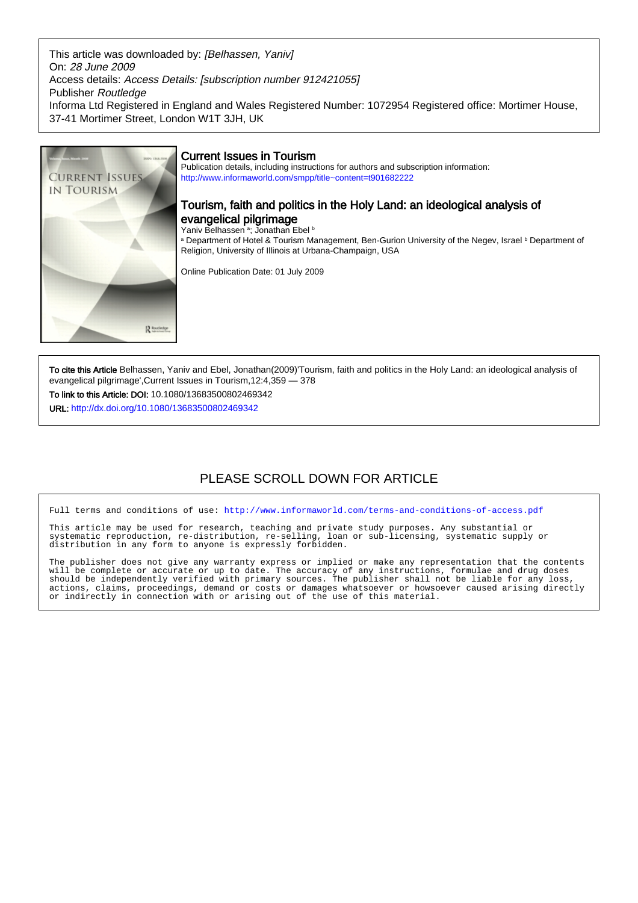This article was downloaded by: *[Belhassen, Yaniv]*
On: *28 June 2009*
Access details: *Access Details: [subscription number 912421055]*
Publisher *Routledge*
Informa Ltd Registered in England and Wales Registered Number: 1072954 Registered office: Mortimer House, 37-41 Mortimer Street, London W1T 3JH, UK

# Current Issues in Tourism

Publication details, including instructions for authors and subscription information:
http://www.informaworld.com/smpp/title~content=t901682222

## Tourism, faith and politics in the Holy Land: an ideological analysis of evangelical pilgrimage

Yaniv Belhassen [a]; Jonathan Ebel [b]

[a] Department of Hotel & Tourism Management, Ben-Gurion University of the Negev, Israel [b] Department of Religion, University of Illinois at Urbana-Champaign, USA

Online Publication Date: 01 July 2009

**To cite this Article** Belhassen, Yaniv and Ebel, Jonathan(2009)'Tourism, faith and politics in the Holy Land: an ideological analysis of evangelical pilgrimage',Current Issues in Tourism,12:4,359 — 378

**To link to this Article: DOI:** 10.1080/13683500802469342

**URL:** http://dx.doi.org/10.1080/13683500802469342

PLEASE SCROLL DOWN FOR ARTICLE

Full terms and conditions of use: http://www.informaworld.com/terms-and-conditions-of-access.pdf

This article may be used for research, teaching and private study purposes. Any substantial or systematic reproduction, re-distribution, re-selling, loan or sub-licensing, systematic supply or distribution in any form to anyone is expressly forbidden.

The publisher does not give any warranty express or implied or make any representation that the contents will be complete or accurate or up to date. The accuracy of any instructions, formulae and drug doses should be independently verified with primary sources. The publisher shall not be liable for any loss, actions, claims, proceedings, demand or costs or damages whatsoever or howsoever caused arising directly or indirectly in connection with or arising out of the use of this material.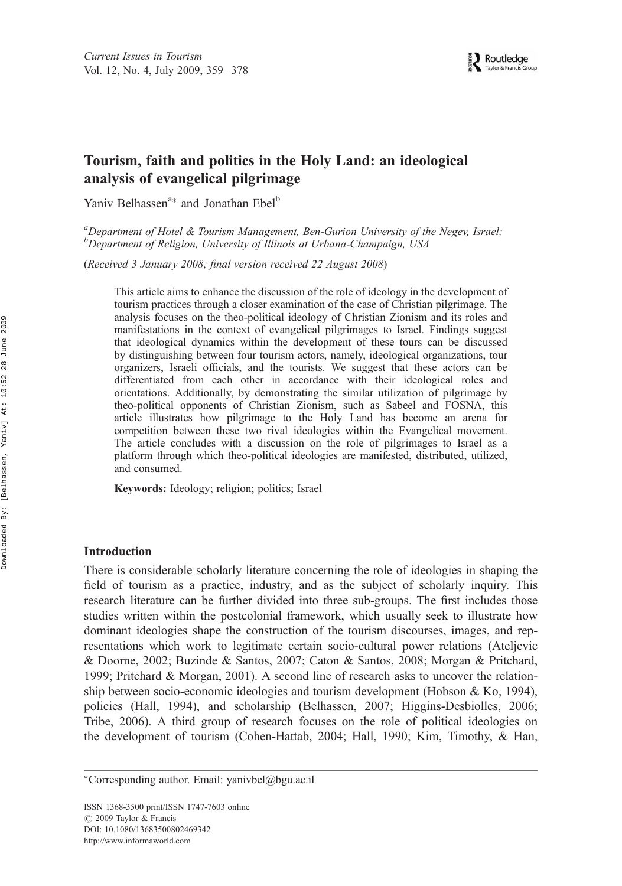Current Issues in Tourism
Vol. 12, No. 4, July 2009, 359–378

# Tourism, faith and politics in the Holy Land: an ideological analysis of evangelical pilgrimage

Yaniv Belhassen[a*] and Jonathan Ebel[b]

[a]*Department of Hotel & Tourism Management, Ben-Gurion University of the Negev, Israel;* [b]*Department of Religion, University of Illinois at Urbana-Champaign, USA*

(*Received 3 January 2008; final version received 22 August 2008*)

This article aims to enhance the discussion of the role of ideology in the development of tourism practices through a closer examination of the case of Christian pilgrimage. The analysis focuses on the theo-political ideology of Christian Zionism and its roles and manifestations in the context of evangelical pilgrimages to Israel. Findings suggest that ideological dynamics within the development of these tours can be discussed by distinguishing between four tourism actors, namely, ideological organizations, tour organizers, Israeli officials, and the tourists. We suggest that these actors can be differentiated from each other in accordance with their ideological roles and orientations. Additionally, by demonstrating the similar utilization of pilgrimage by theo-political opponents of Christian Zionism, such as Sabeel and FOSNA, this article illustrates how pilgrimage to the Holy Land has become an arena for competition between these two rival ideologies within the Evangelical movement. The article concludes with a discussion on the role of pilgrimages to Israel as a platform through which theo-political ideologies are manifested, distributed, utilized, and consumed.

**Keywords:** Ideology; religion; politics; Israel

## Introduction

There is considerable scholarly literature concerning the role of ideologies in shaping the field of tourism as a practice, industry, and as the subject of scholarly inquiry. This research literature can be further divided into three sub-groups. The first includes those studies written within the postcolonial framework, which usually seek to illustrate how dominant ideologies shape the construction of the tourism discourses, images, and representations which work to legitimate certain socio-cultural power relations (Ateljevic & Doorne, 2002; Buzinde & Santos, 2007; Caton & Santos, 2008; Morgan & Pritchard, 1999; Pritchard & Morgan, 2001). A second line of research asks to uncover the relationship between socio-economic ideologies and tourism development (Hobson & Ko, 1994), policies (Hall, 1994), and scholarship (Belhassen, 2007; Higgins-Desbiolles, 2006; Tribe, 2006). A third group of research focuses on the role of political ideologies on the development of tourism (Cohen-Hattab, 2004; Hall, 1990; Kim, Timothy, & Han,

---

*Corresponding author. Email: yanivbel@bgu.ac.il

ISSN 1368-3500 print/ISSN 1747-7603 online
© 2009 Taylor & Francis
DOI: 10.1080/13683500802469342
http://www.informaworld.com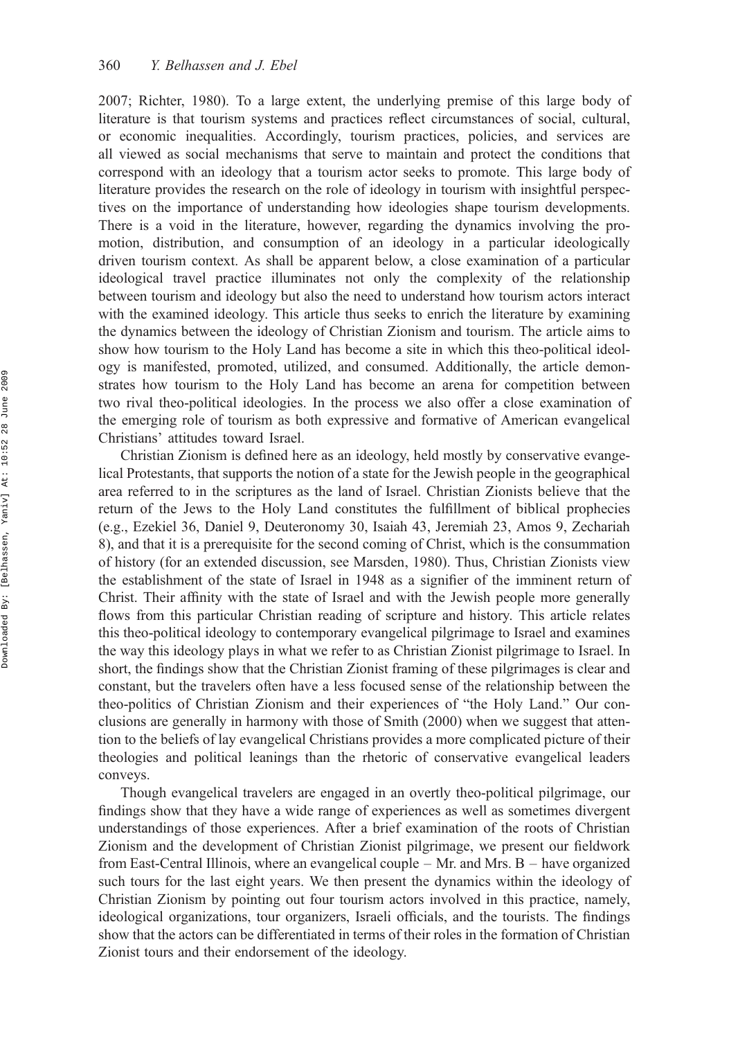2007; Richter, 1980). To a large extent, the underlying premise of this large body of literature is that tourism systems and practices reflect circumstances of social, cultural, or economic inequalities. Accordingly, tourism practices, policies, and services are all viewed as social mechanisms that serve to maintain and protect the conditions that correspond with an ideology that a tourism actor seeks to promote. This large body of literature provides the research on the role of ideology in tourism with insightful perspectives on the importance of understanding how ideologies shape tourism developments. There is a void in the literature, however, regarding the dynamics involving the promotion, distribution, and consumption of an ideology in a particular ideologically driven tourism context. As shall be apparent below, a close examination of a particular ideological travel practice illuminates not only the complexity of the relationship between tourism and ideology but also the need to understand how tourism actors interact with the examined ideology. This article thus seeks to enrich the literature by examining the dynamics between the ideology of Christian Zionism and tourism. The article aims to show how tourism to the Holy Land has become a site in which this theo-political ideology is manifested, promoted, utilized, and consumed. Additionally, the article demonstrates how tourism to the Holy Land has become an arena for competition between two rival theo-political ideologies. In the process we also offer a close examination of the emerging role of tourism as both expressive and formative of American evangelical Christians' attitudes toward Israel.

Christian Zionism is defined here as an ideology, held mostly by conservative evangelical Protestants, that supports the notion of a state for the Jewish people in the geographical area referred to in the scriptures as the land of Israel. Christian Zionists believe that the return of the Jews to the Holy Land constitutes the fulfillment of biblical prophecies (e.g., Ezekiel 36, Daniel 9, Deuteronomy 30, Isaiah 43, Jeremiah 23, Amos 9, Zechariah 8), and that it is a prerequisite for the second coming of Christ, which is the consummation of history (for an extended discussion, see Marsden, 1980). Thus, Christian Zionists view the establishment of the state of Israel in 1948 as a signifier of the imminent return of Christ. Their affinity with the state of Israel and with the Jewish people more generally flows from this particular Christian reading of scripture and history. This article relates this theo-political ideology to contemporary evangelical pilgrimage to Israel and examines the way this ideology plays in what we refer to as Christian Zionist pilgrimage to Israel. In short, the findings show that the Christian Zionist framing of these pilgrimages is clear and constant, but the travelers often have a less focused sense of the relationship between the theo-politics of Christian Zionism and their experiences of "the Holy Land." Our conclusions are generally in harmony with those of Smith (2000) when we suggest that attention to the beliefs of lay evangelical Christians provides a more complicated picture of their theologies and political leanings than the rhetoric of conservative evangelical leaders conveys.

Though evangelical travelers are engaged in an overtly theo-political pilgrimage, our findings show that they have a wide range of experiences as well as sometimes divergent understandings of those experiences. After a brief examination of the roots of Christian Zionism and the development of Christian Zionist pilgrimage, we present our fieldwork from East-Central Illinois, where an evangelical couple – Mr. and Mrs. B – have organized such tours for the last eight years. We then present the dynamics within the ideology of Christian Zionism by pointing out four tourism actors involved in this practice, namely, ideological organizations, tour organizers, Israeli officials, and the tourists. The findings show that the actors can be differentiated in terms of their roles in the formation of Christian Zionist tours and their endorsement of the ideology.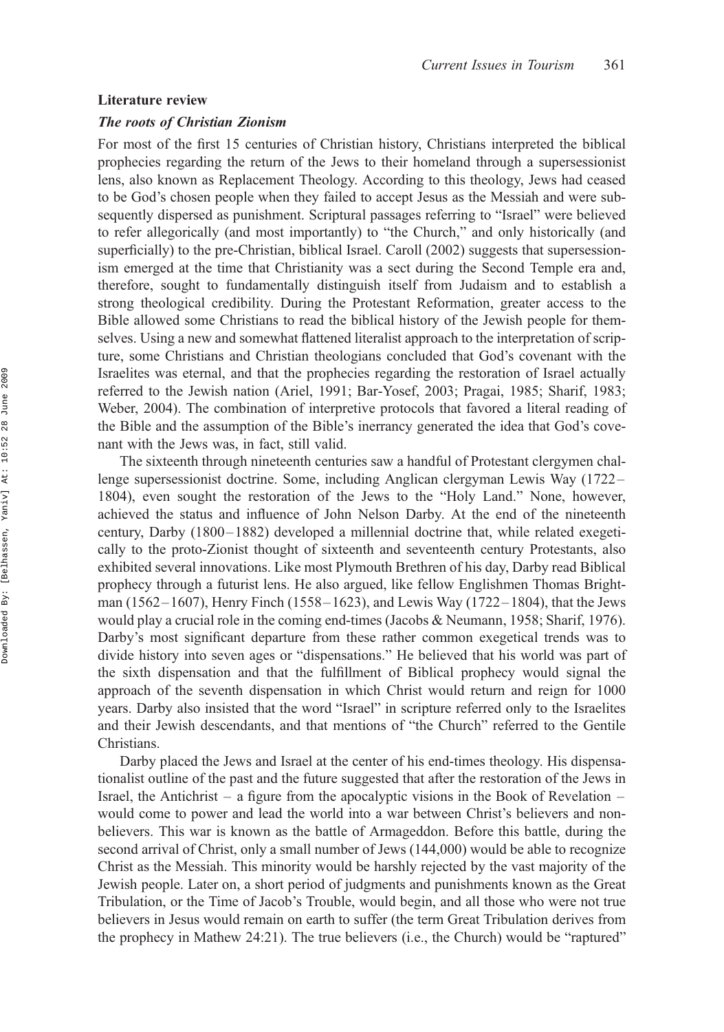## Literature review

### *The roots of Christian Zionism*

For most of the first 15 centuries of Christian history, Christians interpreted the biblical prophecies regarding the return of the Jews to their homeland through a supersessionist lens, also known as Replacement Theology. According to this theology, Jews had ceased to be God's chosen people when they failed to accept Jesus as the Messiah and were subsequently dispersed as punishment. Scriptural passages referring to "Israel" were believed to refer allegorically (and most importantly) to "the Church," and only historically (and superficially) to the pre-Christian, biblical Israel. Caroll (2002) suggests that supersessionism emerged at the time that Christianity was a sect during the Second Temple era and, therefore, sought to fundamentally distinguish itself from Judaism and to establish a strong theological credibility. During the Protestant Reformation, greater access to the Bible allowed some Christians to read the biblical history of the Jewish people for themselves. Using a new and somewhat flattened literalist approach to the interpretation of scripture, some Christians and Christian theologians concluded that God's covenant with the Israelites was eternal, and that the prophecies regarding the restoration of Israel actually referred to the Jewish nation (Ariel, 1991; Bar-Yosef, 2003; Pragai, 1985; Sharif, 1983; Weber, 2004). The combination of interpretive protocols that favored a literal reading of the Bible and the assumption of the Bible's inerrancy generated the idea that God's covenant with the Jews was, in fact, still valid.

The sixteenth through nineteenth centuries saw a handful of Protestant clergymen challenge supersessionist doctrine. Some, including Anglican clergyman Lewis Way (1722–1804), even sought the restoration of the Jews to the "Holy Land." None, however, achieved the status and influence of John Nelson Darby. At the end of the nineteenth century, Darby (1800–1882) developed a millennial doctrine that, while related exegetically to the proto-Zionist thought of sixteenth and seventeenth century Protestants, also exhibited several innovations. Like most Plymouth Brethren of his day, Darby read Biblical prophecy through a futurist lens. He also argued, like fellow Englishmen Thomas Brightman (1562–1607), Henry Finch (1558–1623), and Lewis Way (1722–1804), that the Jews would play a crucial role in the coming end-times (Jacobs & Neumann, 1958; Sharif, 1976). Darby's most significant departure from these rather common exegetical trends was to divide history into seven ages or "dispensations." He believed that his world was part of the sixth dispensation and that the fulfillment of Biblical prophecy would signal the approach of the seventh dispensation in which Christ would return and reign for 1000 years. Darby also insisted that the word "Israel" in scripture referred only to the Israelites and their Jewish descendants, and that mentions of "the Church" referred to the Gentile Christians.

Darby placed the Jews and Israel at the center of his end-times theology. His dispensationalist outline of the past and the future suggested that after the restoration of the Jews in Israel, the Antichrist – a figure from the apocalyptic visions in the Book of Revelation – would come to power and lead the world into a war between Christ's believers and nonbelievers. This war is known as the battle of Armageddon. Before this battle, during the second arrival of Christ, only a small number of Jews (144,000) would be able to recognize Christ as the Messiah. This minority would be harshly rejected by the vast majority of the Jewish people. Later on, a short period of judgments and punishments known as the Great Tribulation, or the Time of Jacob's Trouble, would begin, and all those who were not true believers in Jesus would remain on earth to suffer (the term Great Tribulation derives from the prophecy in Mathew 24:21). The true believers (i.e., the Church) would be "raptured"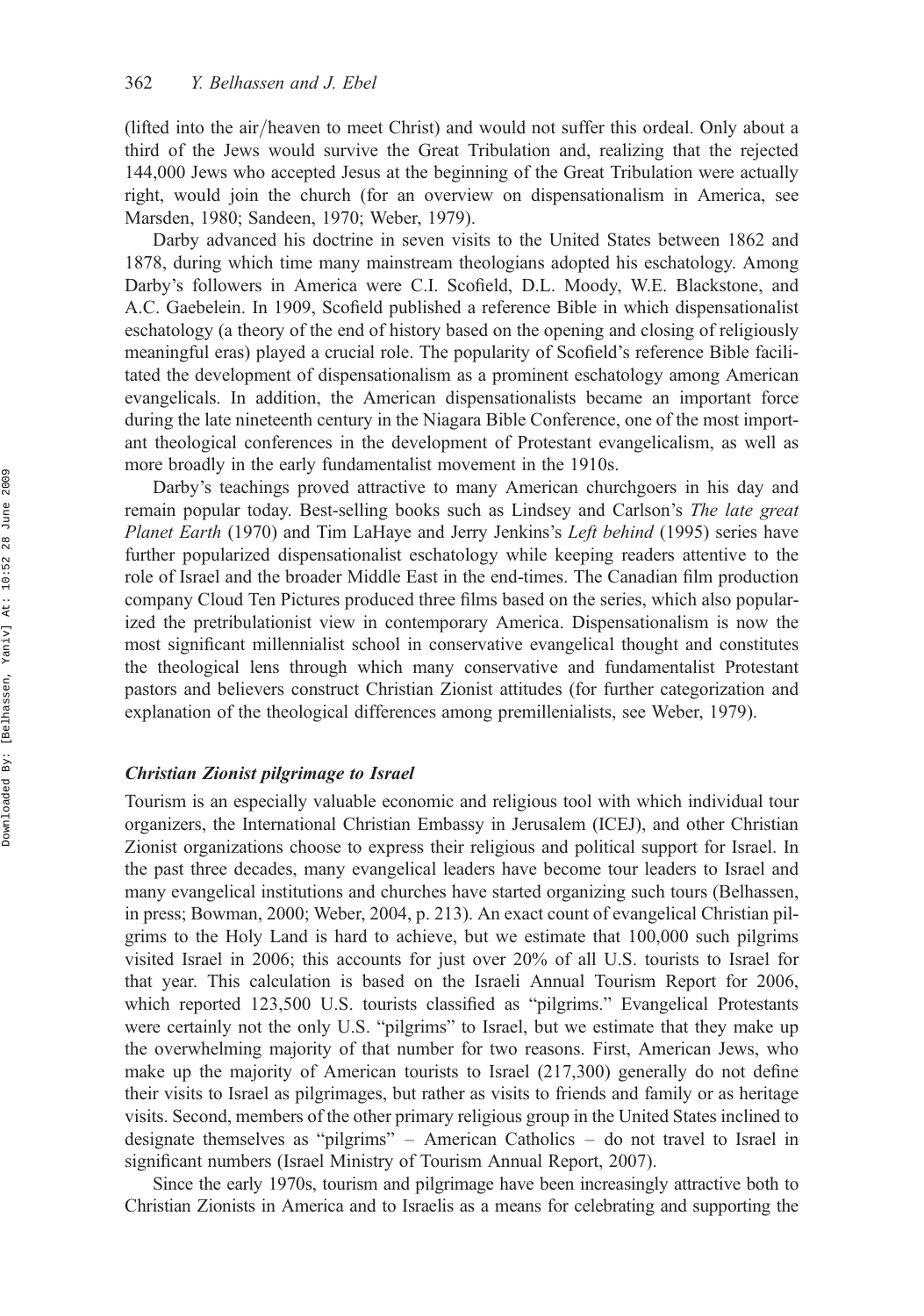(lifted into the air/heaven to meet Christ) and would not suffer this ordeal. Only about a third of the Jews would survive the Great Tribulation and, realizing that the rejected 144,000 Jews who accepted Jesus at the beginning of the Great Tribulation were actually right, would join the church (for an overview on dispensationalism in America, see Marsden, 1980; Sandeen, 1970; Weber, 1979).

Darby advanced his doctrine in seven visits to the United States between 1862 and 1878, during which time many mainstream theologians adopted his eschatology. Among Darby's followers in America were C.I. Scofield, D.L. Moody, W.E. Blackstone, and A.C. Gaebelein. In 1909, Scofield published a reference Bible in which dispensationalist eschatology (a theory of the end of history based on the opening and closing of religiously meaningful eras) played a crucial role. The popularity of Scofield's reference Bible facilitated the development of dispensationalism as a prominent eschatology among American evangelicals. In addition, the American dispensationalists became an important force during the late nineteenth century in the Niagara Bible Conference, one of the most important theological conferences in the development of Protestant evangelicalism, as well as more broadly in the early fundamentalist movement in the 1910s.

Darby's teachings proved attractive to many American churchgoers in his day and remain popular today. Best-selling books such as Lindsey and Carlson's *The late great Planet Earth* (1970) and Tim LaHaye and Jerry Jenkins's *Left behind* (1995) series have further popularized dispensationalist eschatology while keeping readers attentive to the role of Israel and the broader Middle East in the end-times. The Canadian film production company Cloud Ten Pictures produced three films based on the series, which also popularized the pretribulationist view in contemporary America. Dispensationalism is now the most significant millennialist school in conservative evangelical thought and constitutes the theological lens through which many conservative and fundamentalist Protestant pastors and believers construct Christian Zionist attitudes (for further categorization and explanation of the theological differences among premillenialists, see Weber, 1979).

### *Christian Zionist pilgrimage to Israel*

Tourism is an especially valuable economic and religious tool with which individual tour organizers, the International Christian Embassy in Jerusalem (ICEJ), and other Christian Zionist organizations choose to express their religious and political support for Israel. In the past three decades, many evangelical leaders have become tour leaders to Israel and many evangelical institutions and churches have started organizing such tours (Belhassen, in press; Bowman, 2000; Weber, 2004, p. 213). An exact count of evangelical Christian pilgrims to the Holy Land is hard to achieve, but we estimate that 100,000 such pilgrims visited Israel in 2006; this accounts for just over 20% of all U.S. tourists to Israel for that year. This calculation is based on the Israeli Annual Tourism Report for 2006, which reported 123,500 U.S. tourists classified as "pilgrims." Evangelical Protestants were certainly not the only U.S. "pilgrims" to Israel, but we estimate that they make up the overwhelming majority of that number for two reasons. First, American Jews, who make up the majority of American tourists to Israel (217,300) generally do not define their visits to Israel as pilgrimages, but rather as visits to friends and family or as heritage visits. Second, members of the other primary religious group in the United States inclined to designate themselves as "pilgrims" – American Catholics – do not travel to Israel in significant numbers (Israel Ministry of Tourism Annual Report, 2007).

Since the early 1970s, tourism and pilgrimage have been increasingly attractive both to Christian Zionists in America and to Israelis as a means for celebrating and supporting the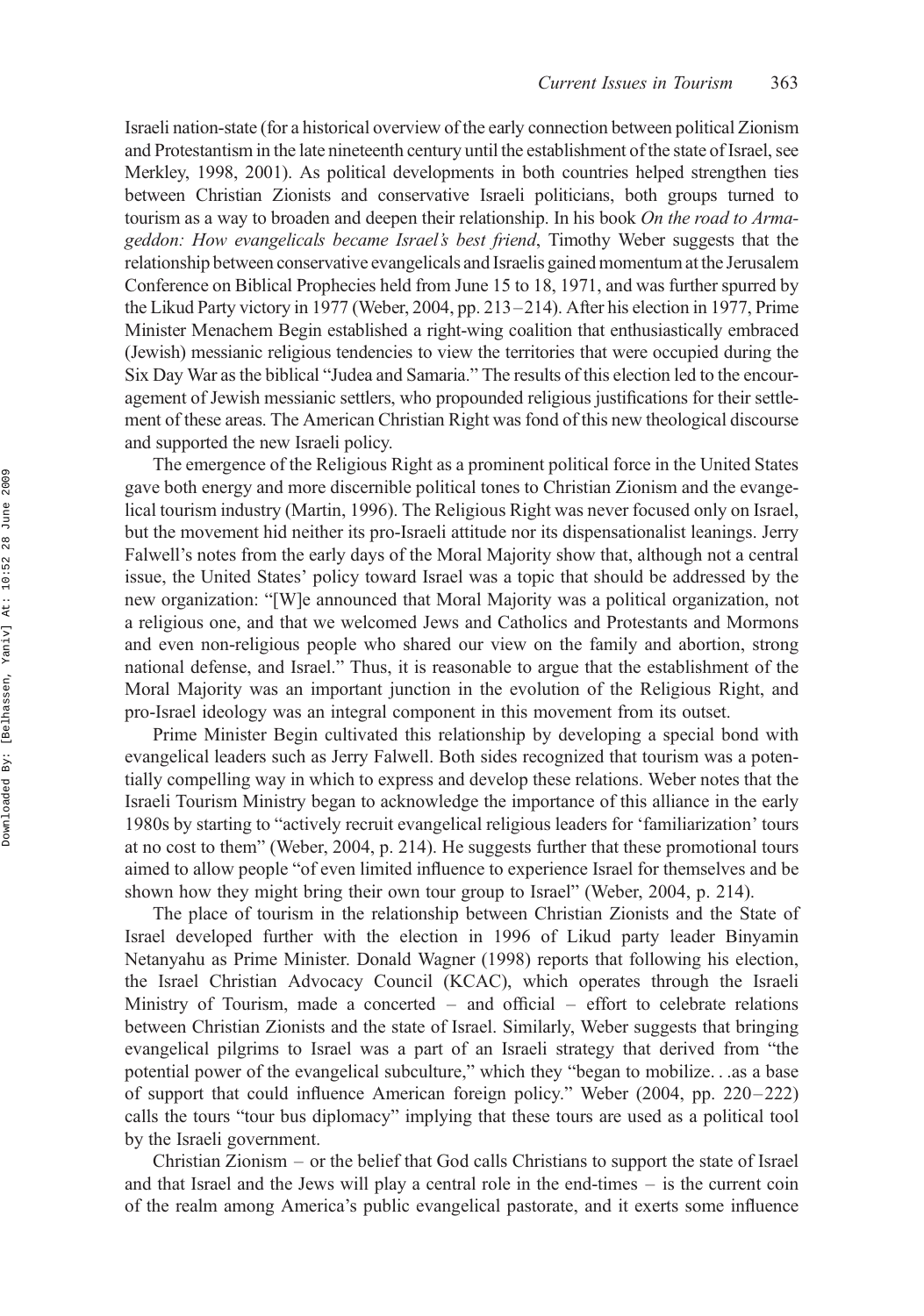Israeli nation-state (for a historical overview of the early connection between political Zionism and Protestantism in the late nineteenth century until the establishment of the state of Israel, see Merkley, 1998, 2001). As political developments in both countries helped strengthen ties between Christian Zionists and conservative Israeli politicians, both groups turned to tourism as a way to broaden and deepen their relationship. In his book *On the road to Armageddon: How evangelicals became Israel's best friend*, Timothy Weber suggests that the relationship between conservative evangelicals and Israelis gained momentum at the Jerusalem Conference on Biblical Prophecies held from June 15 to 18, 1971, and was further spurred by the Likud Party victory in 1977 (Weber, 2004, pp. 213–214). After his election in 1977, Prime Minister Menachem Begin established a right-wing coalition that enthusiastically embraced (Jewish) messianic religious tendencies to view the territories that were occupied during the Six Day War as the biblical "Judea and Samaria." The results of this election led to the encouragement of Jewish messianic settlers, who propounded religious justifications for their settlement of these areas. The American Christian Right was fond of this new theological discourse and supported the new Israeli policy.

The emergence of the Religious Right as a prominent political force in the United States gave both energy and more discernible political tones to Christian Zionism and the evangelical tourism industry (Martin, 1996). The Religious Right was never focused only on Israel, but the movement hid neither its pro-Israeli attitude nor its dispensationalist leanings. Jerry Falwell's notes from the early days of the Moral Majority show that, although not a central issue, the United States' policy toward Israel was a topic that should be addressed by the new organization: "[W]e announced that Moral Majority was a political organization, not a religious one, and that we welcomed Jews and Catholics and Protestants and Mormons and even non-religious people who shared our view on the family and abortion, strong national defense, and Israel." Thus, it is reasonable to argue that the establishment of the Moral Majority was an important junction in the evolution of the Religious Right, and pro-Israel ideology was an integral component in this movement from its outset.

Prime Minister Begin cultivated this relationship by developing a special bond with evangelical leaders such as Jerry Falwell. Both sides recognized that tourism was a potentially compelling way in which to express and develop these relations. Weber notes that the Israeli Tourism Ministry began to acknowledge the importance of this alliance in the early 1980s by starting to "actively recruit evangelical religious leaders for 'familiarization' tours at no cost to them" (Weber, 2004, p. 214). He suggests further that these promotional tours aimed to allow people "of even limited influence to experience Israel for themselves and be shown how they might bring their own tour group to Israel" (Weber, 2004, p. 214).

The place of tourism in the relationship between Christian Zionists and the State of Israel developed further with the election in 1996 of Likud party leader Binyamin Netanyahu as Prime Minister. Donald Wagner (1998) reports that following his election, the Israel Christian Advocacy Council (KCAC), which operates through the Israeli Ministry of Tourism, made a concerted – and official – effort to celebrate relations between Christian Zionists and the state of Israel. Similarly, Weber suggests that bringing evangelical pilgrims to Israel was a part of an Israeli strategy that derived from "the potential power of the evangelical subculture," which they "began to mobilize. . .as a base of support that could influence American foreign policy." Weber (2004, pp. 220–222) calls the tours "tour bus diplomacy" implying that these tours are used as a political tool by the Israeli government.

Christian Zionism – or the belief that God calls Christians to support the state of Israel and that Israel and the Jews will play a central role in the end-times – is the current coin of the realm among America's public evangelical pastorate, and it exerts some influence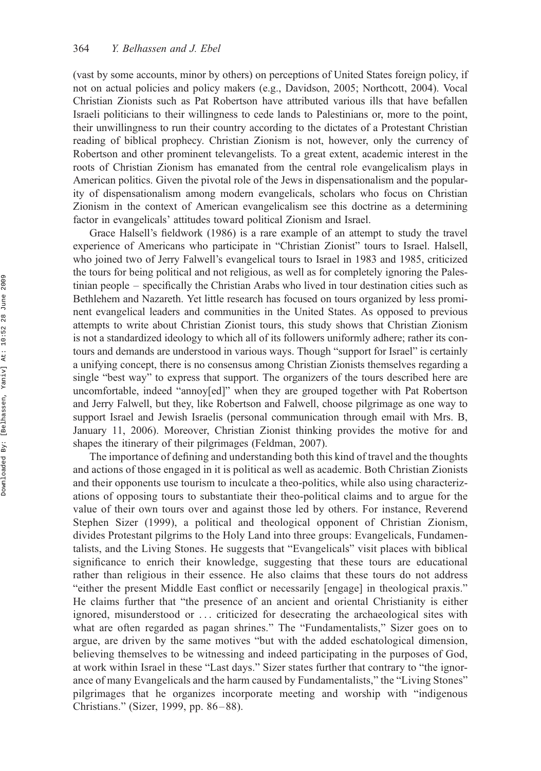(vast by some accounts, minor by others) on perceptions of United States foreign policy, if not on actual policies and policy makers (e.g., Davidson, 2005; Northcott, 2004). Vocal Christian Zionists such as Pat Robertson have attributed various ills that have befallen Israeli politicians to their willingness to cede lands to Palestinians or, more to the point, their unwillingness to run their country according to the dictates of a Protestant Christian reading of biblical prophecy. Christian Zionism is not, however, only the currency of Robertson and other prominent televangelists. To a great extent, academic interest in the roots of Christian Zionism has emanated from the central role evangelicalism plays in American politics. Given the pivotal role of the Jews in dispensationalism and the popularity of dispensationalism among modern evangelicals, scholars who focus on Christian Zionism in the context of American evangelicalism see this doctrine as a determining factor in evangelicals' attitudes toward political Zionism and Israel.

Grace Halsell's fieldwork (1986) is a rare example of an attempt to study the travel experience of Americans who participate in "Christian Zionist" tours to Israel. Halsell, who joined two of Jerry Falwell's evangelical tours to Israel in 1983 and 1985, criticized the tours for being political and not religious, as well as for completely ignoring the Palestinian people – specifically the Christian Arabs who lived in tour destination cities such as Bethlehem and Nazareth. Yet little research has focused on tours organized by less prominent evangelical leaders and communities in the United States. As opposed to previous attempts to write about Christian Zionist tours, this study shows that Christian Zionism is not a standardized ideology to which all of its followers uniformly adhere; rather its contours and demands are understood in various ways. Though "support for Israel" is certainly a unifying concept, there is no consensus among Christian Zionists themselves regarding a single "best way" to express that support. The organizers of the tours described here are uncomfortable, indeed "annoy[ed]" when they are grouped together with Pat Robertson and Jerry Falwell, but they, like Robertson and Falwell, choose pilgrimage as one way to support Israel and Jewish Israelis (personal communication through email with Mrs. B, January 11, 2006). Moreover, Christian Zionist thinking provides the motive for and shapes the itinerary of their pilgrimages (Feldman, 2007).

The importance of defining and understanding both this kind of travel and the thoughts and actions of those engaged in it is political as well as academic. Both Christian Zionists and their opponents use tourism to inculcate a theo-politics, while also using characterizations of opposing tours to substantiate their theo-political claims and to argue for the value of their own tours over and against those led by others. For instance, Reverend Stephen Sizer (1999), a political and theological opponent of Christian Zionism, divides Protestant pilgrims to the Holy Land into three groups: Evangelicals, Fundamentalists, and the Living Stones. He suggests that "Evangelicals" visit places with biblical significance to enrich their knowledge, suggesting that these tours are educational rather than religious in their essence. He also claims that these tours do not address "either the present Middle East conflict or necessarily [engage] in theological praxis." He claims further that "the presence of an ancient and oriental Christianity is either ignored, misunderstood or ... criticized for desecrating the archaeological sites with what are often regarded as pagan shrines." The "Fundamentalists," Sizer goes on to argue, are driven by the same motives "but with the added eschatological dimension, believing themselves to be witnessing and indeed participating in the purposes of God, at work within Israel in these "Last days." Sizer states further that contrary to "the ignorance of many Evangelicals and the harm caused by Fundamentalists," the "Living Stones" pilgrimages that he organizes incorporate meeting and worship with "indigenous Christians." (Sizer, 1999, pp. 86–88).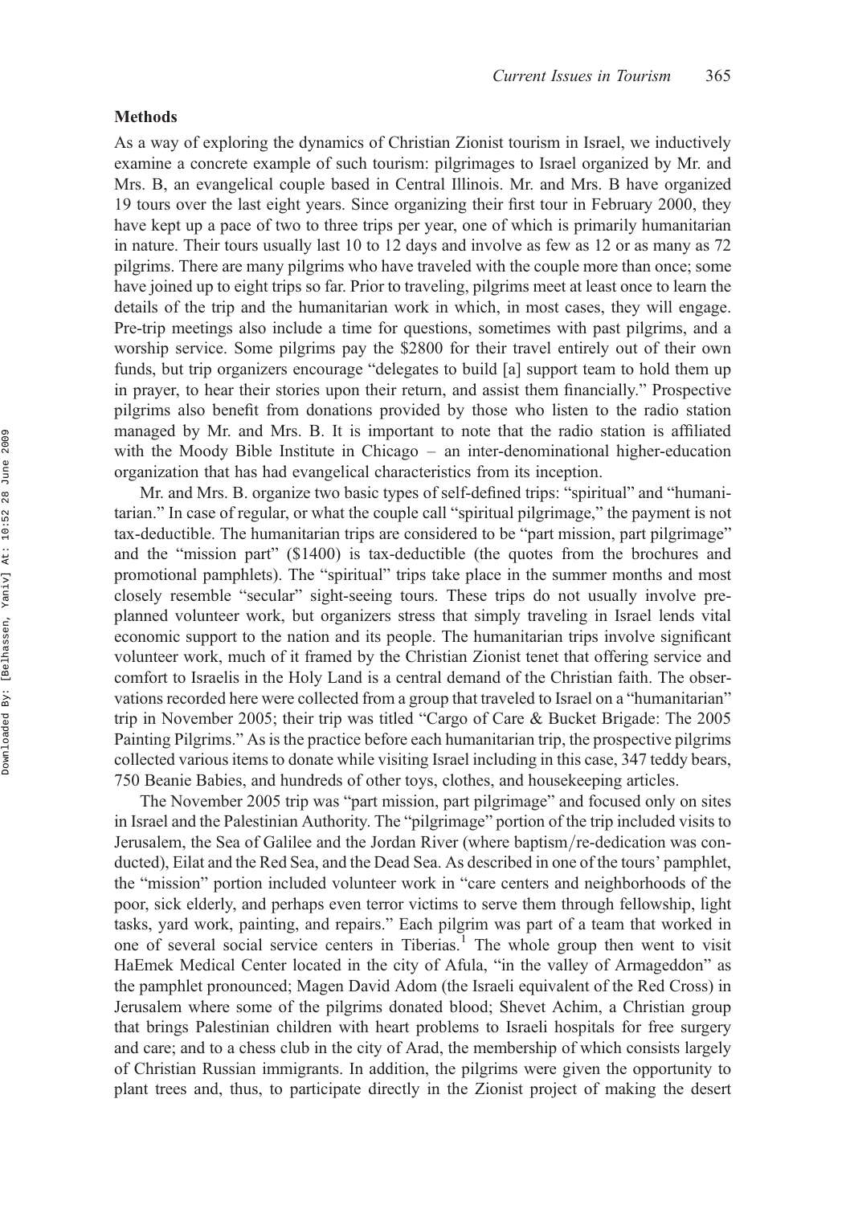## Methods

As a way of exploring the dynamics of Christian Zionist tourism in Israel, we inductively examine a concrete example of such tourism: pilgrimages to Israel organized by Mr. and Mrs. B, an evangelical couple based in Central Illinois. Mr. and Mrs. B have organized 19 tours over the last eight years. Since organizing their first tour in February 2000, they have kept up a pace of two to three trips per year, one of which is primarily humanitarian in nature. Their tours usually last 10 to 12 days and involve as few as 12 or as many as 72 pilgrims. There are many pilgrims who have traveled with the couple more than once; some have joined up to eight trips so far. Prior to traveling, pilgrims meet at least once to learn the details of the trip and the humanitarian work in which, in most cases, they will engage. Pre-trip meetings also include a time for questions, sometimes with past pilgrims, and a worship service. Some pilgrims pay the $2800 for their travel entirely out of their own funds, but trip organizers encourage "delegates to build [a] support team to hold them up in prayer, to hear their stories upon their return, and assist them financially." Prospective pilgrims also benefit from donations provided by those who listen to the radio station managed by Mr. and Mrs. B. It is important to note that the radio station is affiliated with the Moody Bible Institute in Chicago – an inter-denominational higher-education organization that has had evangelical characteristics from its inception.

Mr. and Mrs. B. organize two basic types of self-defined trips: "spiritual" and "humanitarian." In case of regular, or what the couple call "spiritual pilgrimage," the payment is not tax-deductible. The humanitarian trips are considered to be "part mission, part pilgrimage" and the "mission part" ($1400) is tax-deductible (the quotes from the brochures and promotional pamphlets). The "spiritual" trips take place in the summer months and most closely resemble "secular" sight-seeing tours. These trips do not usually involve pre-planned volunteer work, but organizers stress that simply traveling in Israel lends vital economic support to the nation and its people. The humanitarian trips involve significant volunteer work, much of it framed by the Christian Zionist tenet that offering service and comfort to Israelis in the Holy Land is a central demand of the Christian faith. The observations recorded here were collected from a group that traveled to Israel on a "humanitarian" trip in November 2005; their trip was titled "Cargo of Care & Bucket Brigade: The 2005 Painting Pilgrims." As is the practice before each humanitarian trip, the prospective pilgrims collected various items to donate while visiting Israel including in this case, 347 teddy bears, 750 Beanie Babies, and hundreds of other toys, clothes, and housekeeping articles.

The November 2005 trip was "part mission, part pilgrimage" and focused only on sites in Israel and the Palestinian Authority. The "pilgrimage" portion of the trip included visits to Jerusalem, the Sea of Galilee and the Jordan River (where baptism/re-dedication was conducted), Eilat and the Red Sea, and the Dead Sea. As described in one of the tours' pamphlet, the "mission" portion included volunteer work in "care centers and neighborhoods of the poor, sick elderly, and perhaps even terror victims to serve them through fellowship, light tasks, yard work, painting, and repairs." Each pilgrim was part of a team that worked in one of several social service centers in Tiberias.[1] The whole group then went to visit HaEmek Medical Center located in the city of Afula, "in the valley of Armageddon" as the pamphlet pronounced; Magen David Adom (the Israeli equivalent of the Red Cross) in Jerusalem where some of the pilgrims donated blood; Shevet Achim, a Christian group that brings Palestinian children with heart problems to Israeli hospitals for free surgery and care; and to a chess club in the city of Arad, the membership of which consists largely of Christian Russian immigrants. In addition, the pilgrims were given the opportunity to plant trees and, thus, to participate directly in the Zionist project of making the desert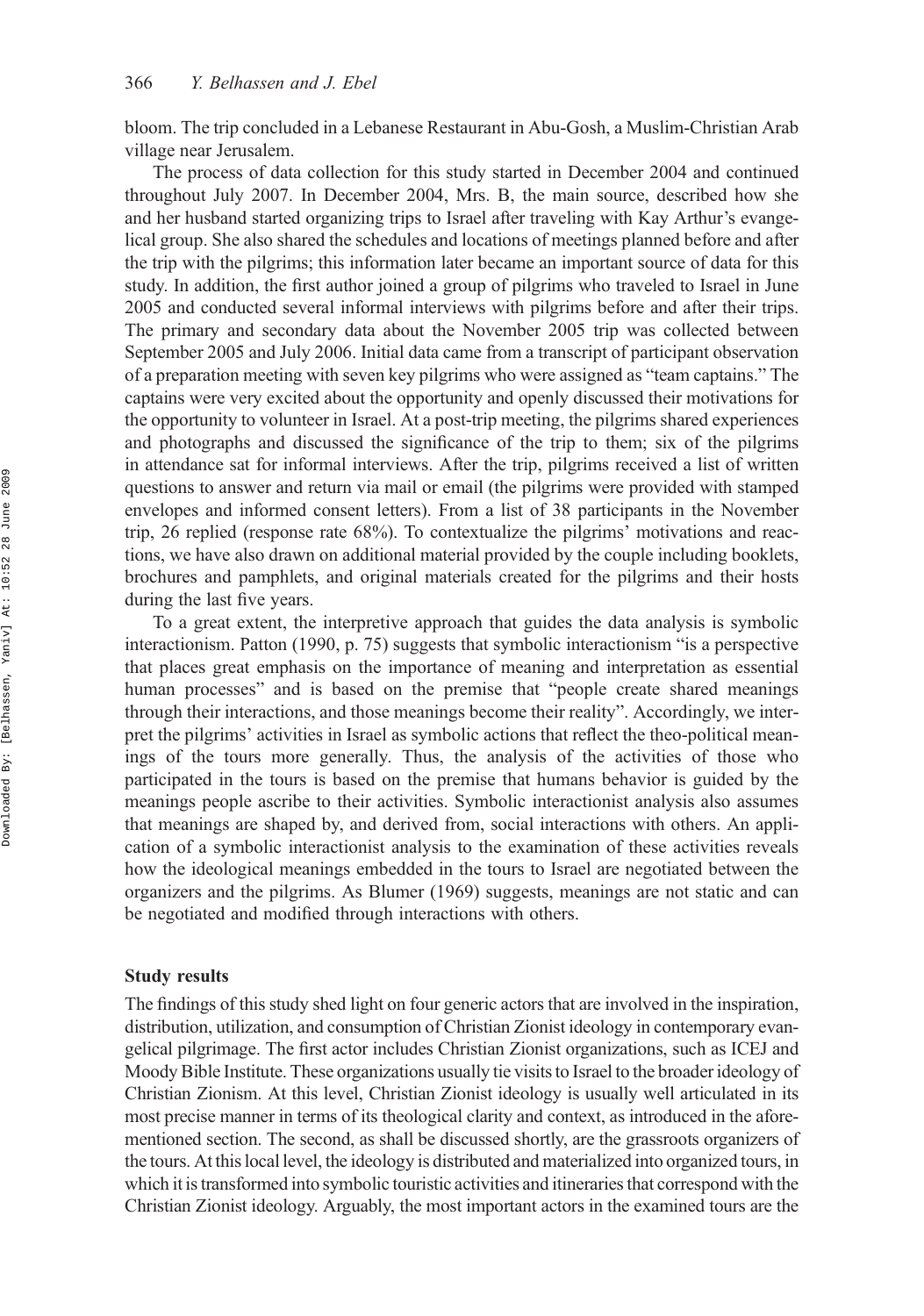bloom. The trip concluded in a Lebanese Restaurant in Abu-Gosh, a Muslim-Christian Arab village near Jerusalem.

The process of data collection for this study started in December 2004 and continued throughout July 2007. In December 2004, Mrs. B, the main source, described how she and her husband started organizing trips to Israel after traveling with Kay Arthur's evangelical group. She also shared the schedules and locations of meetings planned before and after the trip with the pilgrims; this information later became an important source of data for this study. In addition, the first author joined a group of pilgrims who traveled to Israel in June 2005 and conducted several informal interviews with pilgrims before and after their trips. The primary and secondary data about the November 2005 trip was collected between September 2005 and July 2006. Initial data came from a transcript of participant observation of a preparation meeting with seven key pilgrims who were assigned as "team captains." The captains were very excited about the opportunity and openly discussed their motivations for the opportunity to volunteer in Israel. At a post-trip meeting, the pilgrims shared experiences and photographs and discussed the significance of the trip to them; six of the pilgrims in attendance sat for informal interviews. After the trip, pilgrims received a list of written questions to answer and return via mail or email (the pilgrims were provided with stamped envelopes and informed consent letters). From a list of 38 participants in the November trip, 26 replied (response rate 68%). To contextualize the pilgrims' motivations and reactions, we have also drawn on additional material provided by the couple including booklets, brochures and pamphlets, and original materials created for the pilgrims and their hosts during the last five years.

To a great extent, the interpretive approach that guides the data analysis is symbolic interactionism. Patton (1990, p. 75) suggests that symbolic interactionism "is a perspective that places great emphasis on the importance of meaning and interpretation as essential human processes" and is based on the premise that "people create shared meanings through their interactions, and those meanings become their reality". Accordingly, we interpret the pilgrims' activities in Israel as symbolic actions that reflect the theo-political meanings of the tours more generally. Thus, the analysis of the activities of those who participated in the tours is based on the premise that humans behavior is guided by the meanings people ascribe to their activities. Symbolic interactionist analysis also assumes that meanings are shaped by, and derived from, social interactions with others. An application of a symbolic interactionist analysis to the examination of these activities reveals how the ideological meanings embedded in the tours to Israel are negotiated between the organizers and the pilgrims. As Blumer (1969) suggests, meanings are not static and can be negotiated and modified through interactions with others.

### Study results

The findings of this study shed light on four generic actors that are involved in the inspiration, distribution, utilization, and consumption of Christian Zionist ideology in contemporary evangelical pilgrimage. The first actor includes Christian Zionist organizations, such as ICEJ and Moody Bible Institute. These organizations usually tie visits to Israel to the broader ideology of Christian Zionism. At this level, Christian Zionist ideology is usually well articulated in its most precise manner in terms of its theological clarity and context, as introduced in the aforementioned section. The second, as shall be discussed shortly, are the grassroots organizers of the tours. At this local level, the ideology is distributed and materialized into organized tours, in which it is transformed into symbolic touristic activities and itineraries that correspond with the Christian Zionist ideology. Arguably, the most important actors in the examined tours are the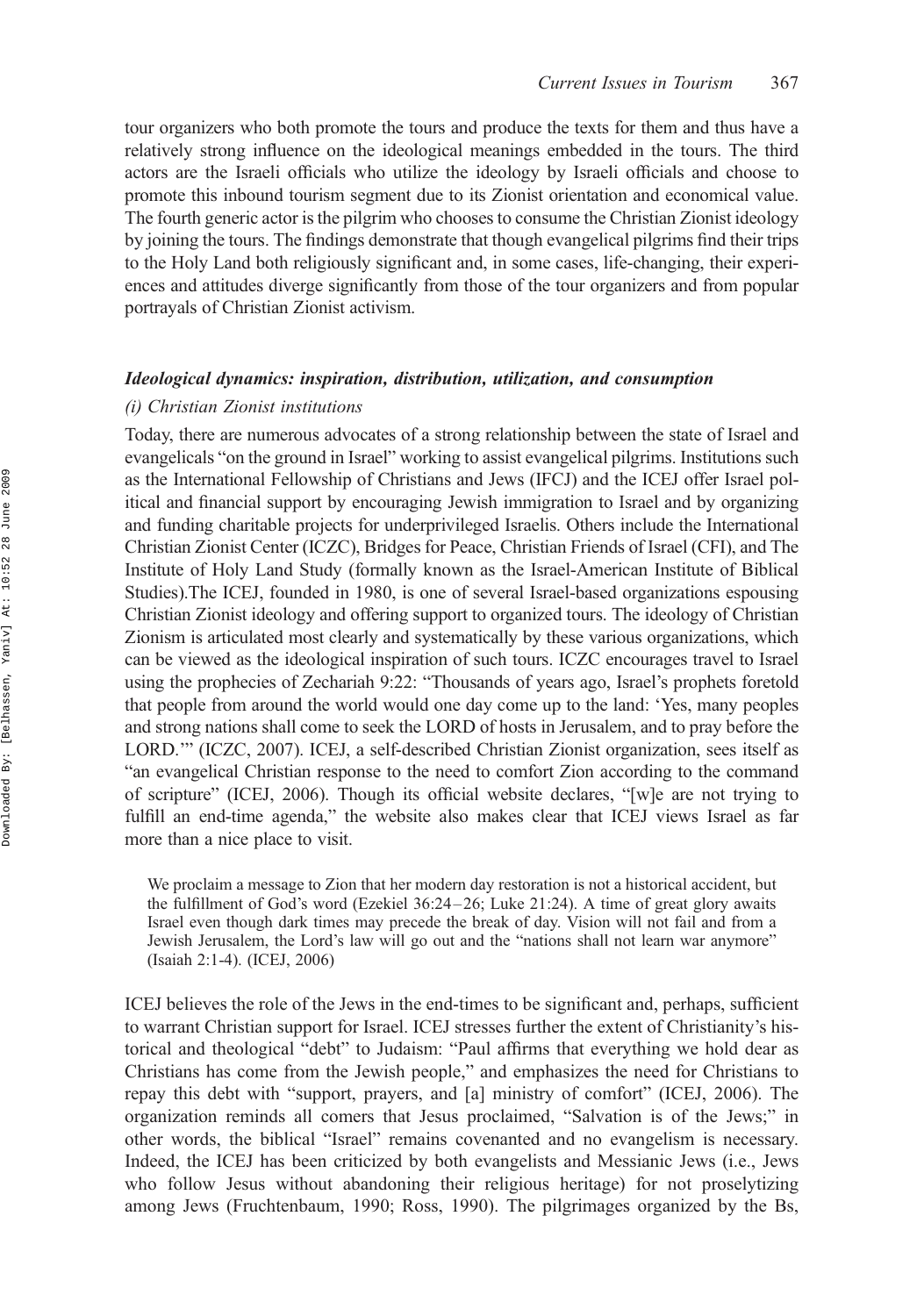tour organizers who both promote the tours and produce the texts for them and thus have a relatively strong influence on the ideological meanings embedded in the tours. The third actors are the Israeli officials who utilize the ideology by Israeli officials and choose to promote this inbound tourism segment due to its Zionist orientation and economical value. The fourth generic actor is the pilgrim who chooses to consume the Christian Zionist ideology by joining the tours. The findings demonstrate that though evangelical pilgrims find their trips to the Holy Land both religiously significant and, in some cases, life-changing, their experiences and attitudes diverge significantly from those of the tour organizers and from popular portrayals of Christian Zionist activism.

### *Ideological dynamics: inspiration, distribution, utilization, and consumption*

#### *(i) Christian Zionist institutions*

Today, there are numerous advocates of a strong relationship between the state of Israel and evangelicals "on the ground in Israel" working to assist evangelical pilgrims. Institutions such as the International Fellowship of Christians and Jews (IFCJ) and the ICEJ offer Israel political and financial support by encouraging Jewish immigration to Israel and by organizing and funding charitable projects for underprivileged Israelis. Others include the International Christian Zionist Center (ICZC), Bridges for Peace, Christian Friends of Israel (CFI), and The Institute of Holy Land Study (formally known as the Israel-American Institute of Biblical Studies).The ICEJ, founded in 1980, is one of several Israel-based organizations espousing Christian Zionist ideology and offering support to organized tours. The ideology of Christian Zionism is articulated most clearly and systematically by these various organizations, which can be viewed as the ideological inspiration of such tours. ICZC encourages travel to Israel using the prophecies of Zechariah 9:22: "Thousands of years ago, Israel's prophets foretold that people from around the world would one day come up to the land: 'Yes, many peoples and strong nations shall come to seek the LORD of hosts in Jerusalem, and to pray before the LORD.'" (ICZC, 2007). ICEJ, a self-described Christian Zionist organization, sees itself as "an evangelical Christian response to the need to comfort Zion according to the command of scripture" (ICEJ, 2006). Though its official website declares, "[w]e are not trying to fulfill an end-time agenda," the website also makes clear that ICEJ views Israel as far more than a nice place to visit.

> We proclaim a message to Zion that her modern day restoration is not a historical accident, but the fulfillment of God's word (Ezekiel 36:24–26; Luke 21:24). A time of great glory awaits Israel even though dark times may precede the break of day. Vision will not fail and from a Jewish Jerusalem, the Lord's law will go out and the "nations shall not learn war anymore" (Isaiah 2:1-4). (ICEJ, 2006)

ICEJ believes the role of the Jews in the end-times to be significant and, perhaps, sufficient to warrant Christian support for Israel. ICEJ stresses further the extent of Christianity's historical and theological "debt" to Judaism: "Paul affirms that everything we hold dear as Christians has come from the Jewish people," and emphasizes the need for Christians to repay this debt with "support, prayers, and [a] ministry of comfort" (ICEJ, 2006). The organization reminds all comers that Jesus proclaimed, "Salvation is of the Jews;" in other words, the biblical "Israel" remains covenanted and no evangelism is necessary. Indeed, the ICEJ has been criticized by both evangelists and Messianic Jews (i.e., Jews who follow Jesus without abandoning their religious heritage) for not proselytizing among Jews (Fruchtenbaum, 1990; Ross, 1990). The pilgrimages organized by the Bs,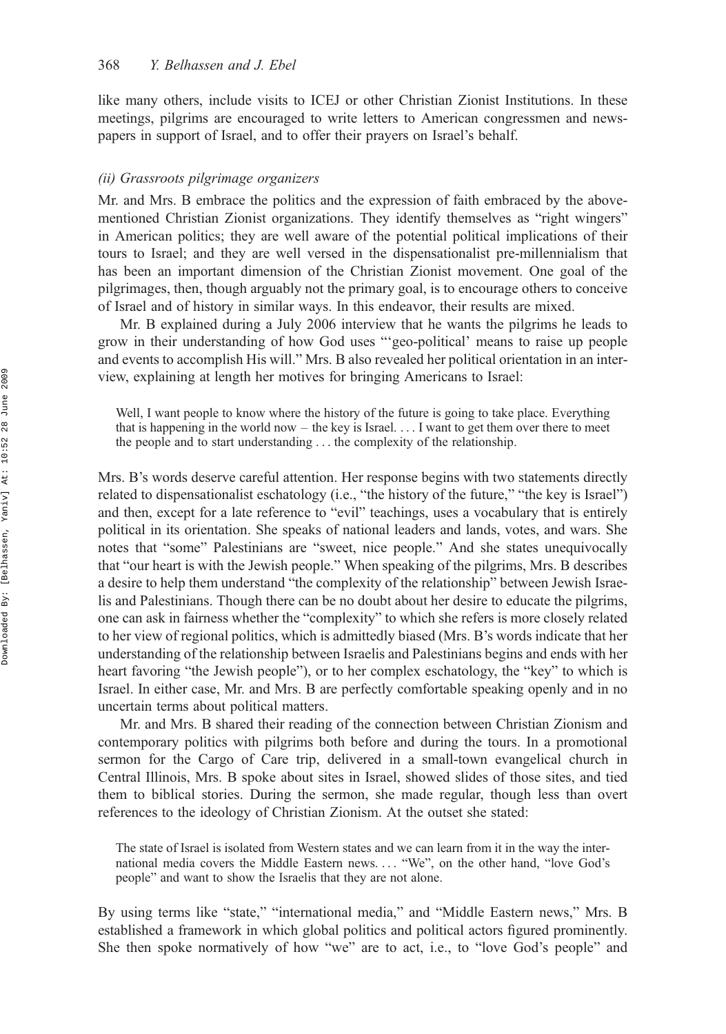like many others, include visits to ICEJ or other Christian Zionist Institutions. In these meetings, pilgrims are encouraged to write letters to American congressmen and newspapers in support of Israel, and to offer their prayers on Israel's behalf.

*(ii) Grassroots pilgrimage organizers*

Mr. and Mrs. B embrace the politics and the expression of faith embraced by the above-mentioned Christian Zionist organizations. They identify themselves as "right wingers" in American politics; they are well aware of the potential political implications of their tours to Israel; and they are well versed in the dispensationalist pre-millennialism that has been an important dimension of the Christian Zionist movement. One goal of the pilgrimages, then, though arguably not the primary goal, is to encourage others to conceive of Israel and of history in similar ways. In this endeavor, their results are mixed.

Mr. B explained during a July 2006 interview that he wants the pilgrims he leads to grow in their understanding of how God uses "'geo-political' means to raise up people and events to accomplish His will." Mrs. B also revealed her political orientation in an interview, explaining at length her motives for bringing Americans to Israel:

> Well, I want people to know where the history of the future is going to take place. Everything that is happening in the world now – the key is Israel. . . . I want to get them over there to meet the people and to start understanding . . . the complexity of the relationship.

Mrs. B's words deserve careful attention. Her response begins with two statements directly related to dispensationalist eschatology (i.e., "the history of the future," "the key is Israel") and then, except for a late reference to "evil" teachings, uses a vocabulary that is entirely political in its orientation. She speaks of national leaders and lands, votes, and wars. She notes that "some" Palestinians are "sweet, nice people." And she states unequivocally that "our heart is with the Jewish people." When speaking of the pilgrims, Mrs. B describes a desire to help them understand "the complexity of the relationship" between Jewish Israelis and Palestinians. Though there can be no doubt about her desire to educate the pilgrims, one can ask in fairness whether the "complexity" to which she refers is more closely related to her view of regional politics, which is admittedly biased (Mrs. B's words indicate that her understanding of the relationship between Israelis and Palestinians begins and ends with her heart favoring "the Jewish people"), or to her complex eschatology, the "key" to which is Israel. In either case, Mr. and Mrs. B are perfectly comfortable speaking openly and in no uncertain terms about political matters.

Mr. and Mrs. B shared their reading of the connection between Christian Zionism and contemporary politics with pilgrims both before and during the tours. In a promotional sermon for the Cargo of Care trip, delivered in a small-town evangelical church in Central Illinois, Mrs. B spoke about sites in Israel, showed slides of those sites, and tied them to biblical stories. During the sermon, she made regular, though less than overt references to the ideology of Christian Zionism. At the outset she stated:

> The state of Israel is isolated from Western states and we can learn from it in the way the international media covers the Middle Eastern news. . . . "We", on the other hand, "love God's people" and want to show the Israelis that they are not alone.

By using terms like "state," "international media," and "Middle Eastern news," Mrs. B established a framework in which global politics and political actors figured prominently. She then spoke normatively of how "we" are to act, i.e., to "love God's people" and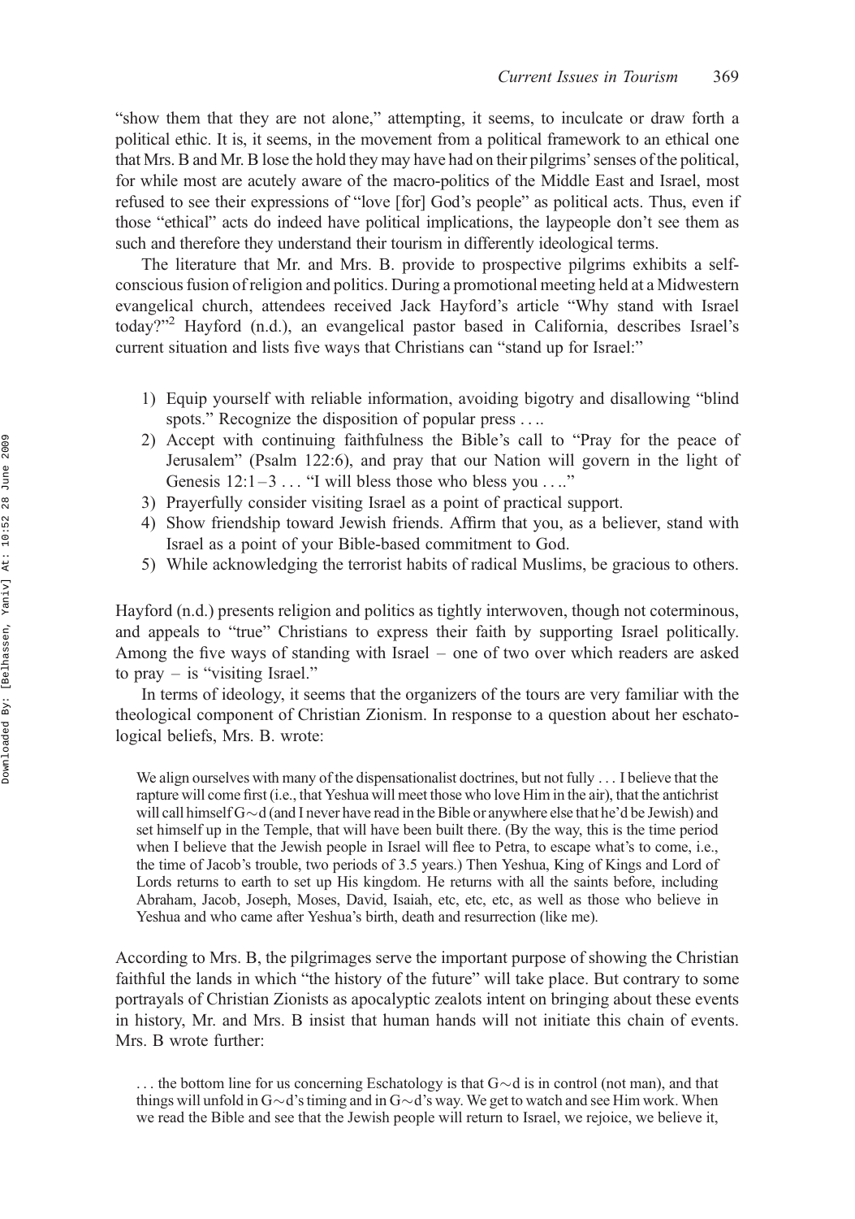"show them that they are not alone," attempting, it seems, to inculcate or draw forth a political ethic. It is, it seems, in the movement from a political framework to an ethical one that Mrs. B and Mr. B lose the hold they may have had on their pilgrims' senses of the political, for while most are acutely aware of the macro-politics of the Middle East and Israel, most refused to see their expressions of "love [for] God's people" as political acts. Thus, even if those "ethical" acts do indeed have political implications, the laypeople don't see them as such and therefore they understand their tourism in differently ideological terms.

The literature that Mr. and Mrs. B. provide to prospective pilgrims exhibits a self-conscious fusion of religion and politics. During a promotional meeting held at a Midwestern evangelical church, attendees received Jack Hayford's article "Why stand with Israel today?"[2] Hayford (n.d.), an evangelical pastor based in California, describes Israel's current situation and lists five ways that Christians can "stand up for Israel:"

1) Equip yourself with reliable information, avoiding bigotry and disallowing "blind spots." Recognize the disposition of popular press . . ..
2) Accept with continuing faithfulness the Bible's call to "Pray for the peace of Jerusalem" (Psalm 122:6), and pray that our Nation will govern in the light of Genesis 12:1–3 . . . "I will bless those who bless you . . .."
3) Prayerfully consider visiting Israel as a point of practical support.
4) Show friendship toward Jewish friends. Affirm that you, as a believer, stand with Israel as a point of your Bible-based commitment to God.
5) While acknowledging the terrorist habits of radical Muslims, be gracious to others.

Hayford (n.d.) presents religion and politics as tightly interwoven, though not coterminous, and appeals to "true" Christians to express their faith by supporting Israel politically. Among the five ways of standing with Israel – one of two over which readers are asked to pray – is "visiting Israel."

In terms of ideology, it seems that the organizers of the tours are very familiar with the theological component of Christian Zionism. In response to a question about her eschatological beliefs, Mrs. B. wrote:

> We align ourselves with many of the dispensationalist doctrines, but not fully . . . I believe that the rapture will come first (i.e., that Yeshua will meet those who love Him in the air), that the antichrist will call himself G~d (and I never have read in the Bible or anywhere else that he'd be Jewish) and set himself up in the Temple, that will have been built there. (By the way, this is the time period when I believe that the Jewish people in Israel will flee to Petra, to escape what's to come, i.e., the time of Jacob's trouble, two periods of 3.5 years.) Then Yeshua, King of Kings and Lord of Lords returns to earth to set up His kingdom. He returns with all the saints before, including Abraham, Jacob, Joseph, Moses, David, Isaiah, etc, etc, etc, as well as those who believe in Yeshua and who came after Yeshua's birth, death and resurrection (like me).

According to Mrs. B, the pilgrimages serve the important purpose of showing the Christian faithful the lands in which "the history of the future" will take place. But contrary to some portrayals of Christian Zionists as apocalyptic zealots intent on bringing about these events in history, Mr. and Mrs. B insist that human hands will not initiate this chain of events. Mrs. B wrote further:

> . . . the bottom line for us concerning Eschatology is that G~d is in control (not man), and that things will unfold in G~d's timing and in G~d's way. We get to watch and see Him work. When we read the Bible and see that the Jewish people will return to Israel, we rejoice, we believe it,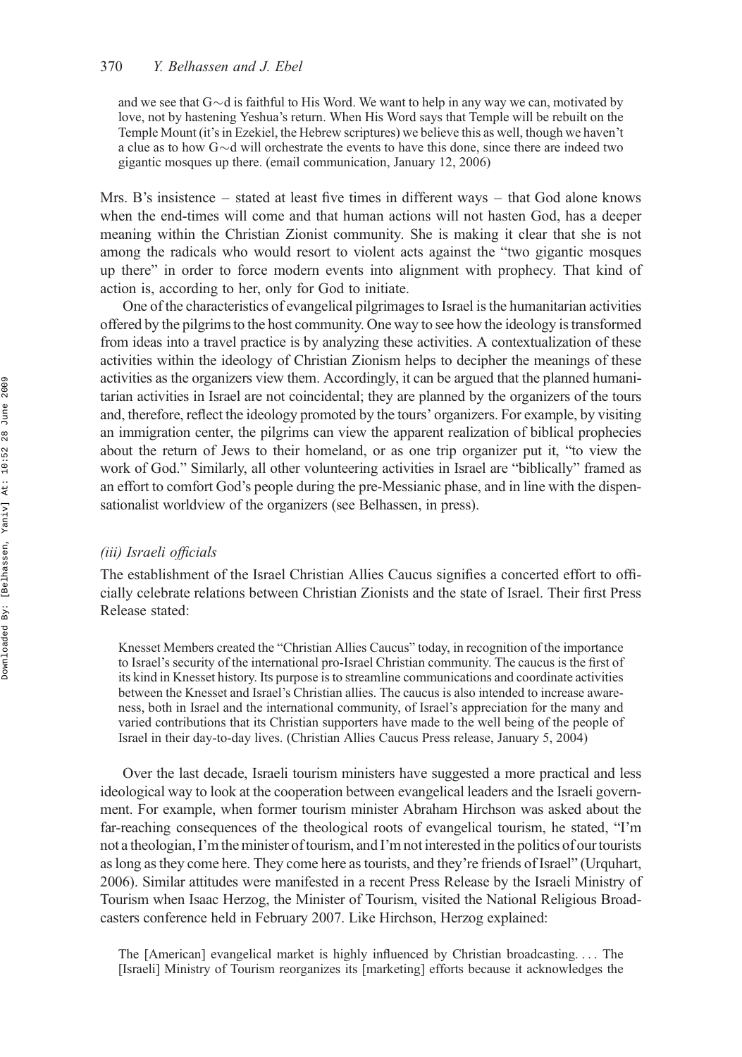> and we see that G∼d is faithful to His Word. We want to help in any way we can, motivated by love, not by hastening Yeshua's return. When His Word says that Temple will be rebuilt on the Temple Mount (it's in Ezekiel, the Hebrew scriptures) we believe this as well, though we haven't a clue as to how G∼d will orchestrate the events to have this done, since there are indeed two gigantic mosques up there. (email communication, January 12, 2006)

Mrs. B's insistence – stated at least five times in different ways – that God alone knows when the end-times will come and that human actions will not hasten God, has a deeper meaning within the Christian Zionist community. She is making it clear that she is not among the radicals who would resort to violent acts against the "two gigantic mosques up there" in order to force modern events into alignment with prophecy. That kind of action is, according to her, only for God to initiate.

One of the characteristics of evangelical pilgrimages to Israel is the humanitarian activities offered by the pilgrims to the host community. One way to see how the ideology is transformed from ideas into a travel practice is by analyzing these activities. A contextualization of these activities within the ideology of Christian Zionism helps to decipher the meanings of these activities as the organizers view them. Accordingly, it can be argued that the planned humanitarian activities in Israel are not coincidental; they are planned by the organizers of the tours and, therefore, reflect the ideology promoted by the tours' organizers. For example, by visiting an immigration center, the pilgrims can view the apparent realization of biblical prophecies about the return of Jews to their homeland, or as one trip organizer put it, "to view the work of God." Similarly, all other volunteering activities in Israel are "biblically" framed as an effort to comfort God's people during the pre-Messianic phase, and in line with the dispensationalist worldview of the organizers (see Belhassen, in press).

### *(iii) Israeli officials*

The establishment of the Israel Christian Allies Caucus signifies a concerted effort to officially celebrate relations between Christian Zionists and the state of Israel. Their first Press Release stated:

> Knesset Members created the "Christian Allies Caucus" today, in recognition of the importance to Israel's security of the international pro-Israel Christian community. The caucus is the first of its kind in Knesset history. Its purpose is to streamline communications and coordinate activities between the Knesset and Israel's Christian allies. The caucus is also intended to increase awareness, both in Israel and the international community, of Israel's appreciation for the many and varied contributions that its Christian supporters have made to the well being of the people of Israel in their day-to-day lives. (Christian Allies Caucus Press release, January 5, 2004)

Over the last decade, Israeli tourism ministers have suggested a more practical and less ideological way to look at the cooperation between evangelical leaders and the Israeli government. For example, when former tourism minister Abraham Hirchson was asked about the far-reaching consequences of the theological roots of evangelical tourism, he stated, "I'm not a theologian, I'm the minister of tourism, and I'm not interested in the politics of our tourists as long as they come here. They come here as tourists, and they're friends of Israel" (Urquhart, 2006). Similar attitudes were manifested in a recent Press Release by the Israeli Ministry of Tourism when Isaac Herzog, the Minister of Tourism, visited the National Religious Broadcasters conference held in February 2007. Like Hirchson, Herzog explained:

> The [American] evangelical market is highly influenced by Christian broadcasting. . . . The [Israeli] Ministry of Tourism reorganizes its [marketing] efforts because it acknowledges the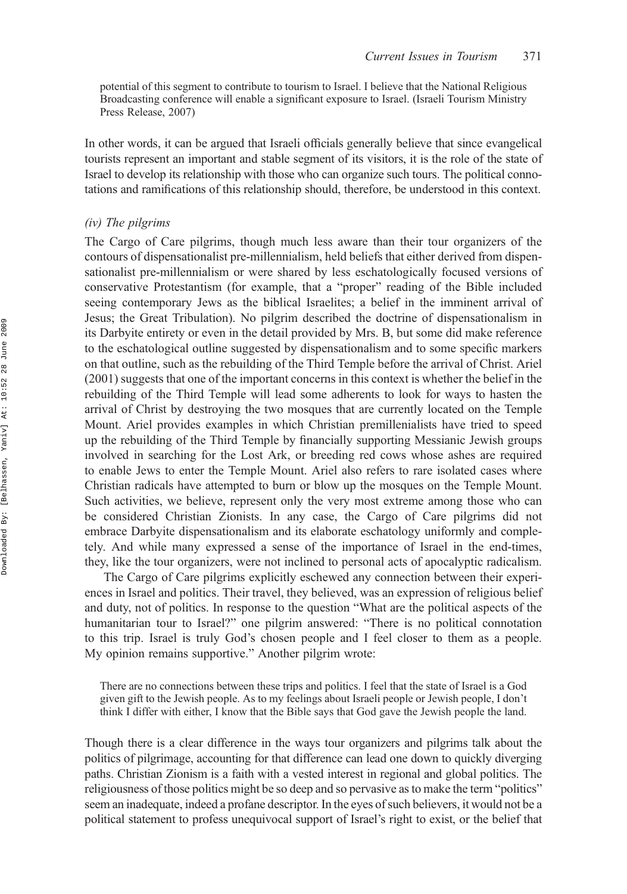> potential of this segment to contribute to tourism to Israel. I believe that the National Religious Broadcasting conference will enable a significant exposure to Israel. (Israeli Tourism Ministry Press Release, 2007)

In other words, it can be argued that Israeli officials generally believe that since evangelical tourists represent an important and stable segment of its visitors, it is the role of the state of Israel to develop its relationship with those who can organize such tours. The political connotations and ramifications of this relationship should, therefore, be understood in this context.

### *(iv) The pilgrims*

The Cargo of Care pilgrims, though much less aware than their tour organizers of the contours of dispensationalist pre-millennialism, held beliefs that either derived from dispensationalist pre-millennialism or were shared by less eschatologically focused versions of conservative Protestantism (for example, that a "proper" reading of the Bible included seeing contemporary Jews as the biblical Israelites; a belief in the imminent arrival of Jesus; the Great Tribulation). No pilgrim described the doctrine of dispensationalism in its Darbyite entirety or even in the detail provided by Mrs. B, but some did make reference to the eschatological outline suggested by dispensationalism and to some specific markers on that outline, such as the rebuilding of the Third Temple before the arrival of Christ. Ariel (2001) suggests that one of the important concerns in this context is whether the belief in the rebuilding of the Third Temple will lead some adherents to look for ways to hasten the arrival of Christ by destroying the two mosques that are currently located on the Temple Mount. Ariel provides examples in which Christian premillenialists have tried to speed up the rebuilding of the Third Temple by financially supporting Messianic Jewish groups involved in searching for the Lost Ark, or breeding red cows whose ashes are required to enable Jews to enter the Temple Mount. Ariel also refers to rare isolated cases where Christian radicals have attempted to burn or blow up the mosques on the Temple Mount. Such activities, we believe, represent only the very most extreme among those who can be considered Christian Zionists. In any case, the Cargo of Care pilgrims did not embrace Darbyite dispensationalism and its elaborate eschatology uniformly and completely. And while many expressed a sense of the importance of Israel in the end-times, they, like the tour organizers, were not inclined to personal acts of apocalyptic radicalism.

The Cargo of Care pilgrims explicitly eschewed any connection between their experiences in Israel and politics. Their travel, they believed, was an expression of religious belief and duty, not of politics. In response to the question "What are the political aspects of the humanitarian tour to Israel?" one pilgrim answered: "There is no political connotation to this trip. Israel is truly God's chosen people and I feel closer to them as a people. My opinion remains supportive." Another pilgrim wrote:

> There are no connections between these trips and politics. I feel that the state of Israel is a God given gift to the Jewish people. As to my feelings about Israeli people or Jewish people, I don't think I differ with either, I know that the Bible says that God gave the Jewish people the land.

Though there is a clear difference in the ways tour organizers and pilgrims talk about the politics of pilgrimage, accounting for that difference can lead one down to quickly diverging paths. Christian Zionism is a faith with a vested interest in regional and global politics. The religiousness of those politics might be so deep and so pervasive as to make the term "politics" seem an inadequate, indeed a profane descriptor. In the eyes of such believers, it would not be a political statement to profess unequivocal support of Israel's right to exist, or the belief that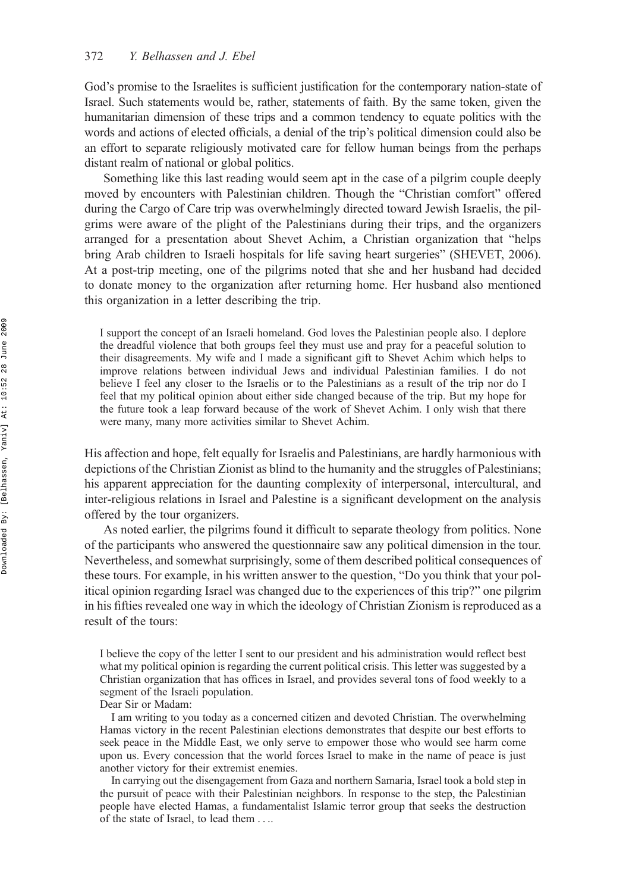God's promise to the Israelites is sufficient justification for the contemporary nation-state of Israel. Such statements would be, rather, statements of faith. By the same token, given the humanitarian dimension of these trips and a common tendency to equate politics with the words and actions of elected officials, a denial of the trip's political dimension could also be an effort to separate religiously motivated care for fellow human beings from the perhaps distant realm of national or global politics.

Something like this last reading would seem apt in the case of a pilgrim couple deeply moved by encounters with Palestinian children. Though the "Christian comfort" offered during the Cargo of Care trip was overwhelmingly directed toward Jewish Israelis, the pilgrims were aware of the plight of the Palestinians during their trips, and the organizers arranged for a presentation about Shevet Achim, a Christian organization that "helps bring Arab children to Israeli hospitals for life saving heart surgeries" (SHEVET, 2006). At a post-trip meeting, one of the pilgrims noted that she and her husband had decided to donate money to the organization after returning home. Her husband also mentioned this organization in a letter describing the trip.

> I support the concept of an Israeli homeland. God loves the Palestinian people also. I deplore the dreadful violence that both groups feel they must use and pray for a peaceful solution to their disagreements. My wife and I made a significant gift to Shevet Achim which helps to improve relations between individual Jews and individual Palestinian families. I do not believe I feel any closer to the Israelis or to the Palestinians as a result of the trip nor do I feel that my political opinion about either side changed because of the trip. But my hope for the future took a leap forward because of the work of Shevet Achim. I only wish that there were many, many more activities similar to Shevet Achim.

His affection and hope, felt equally for Israelis and Palestinians, are hardly harmonious with depictions of the Christian Zionist as blind to the humanity and the struggles of Palestinians; his apparent appreciation for the daunting complexity of interpersonal, intercultural, and inter-religious relations in Israel and Palestine is a significant development on the analysis offered by the tour organizers.

As noted earlier, the pilgrims found it difficult to separate theology from politics. None of the participants who answered the questionnaire saw any political dimension in the tour. Nevertheless, and somewhat surprisingly, some of them described political consequences of these tours. For example, in his written answer to the question, "Do you think that your political opinion regarding Israel was changed due to the experiences of this trip?" one pilgrim in his fifties revealed one way in which the ideology of Christian Zionism is reproduced as a result of the tours:

> I believe the copy of the letter I sent to our president and his administration would reflect best what my political opinion is regarding the current political crisis. This letter was suggested by a Christian organization that has offices in Israel, and provides several tons of food weekly to a segment of the Israeli population.
>
> Dear Sir or Madam:
>
> I am writing to you today as a concerned citizen and devoted Christian. The overwhelming Hamas victory in the recent Palestinian elections demonstrates that despite our best efforts to seek peace in the Middle East, we only serve to empower those who would see harm come upon us. Every concession that the world forces Israel to make in the name of peace is just another victory for their extremist enemies.
>
> In carrying out the disengagement from Gaza and northern Samaria, Israel took a bold step in the pursuit of peace with their Palestinian neighbors. In response to the step, the Palestinian people have elected Hamas, a fundamentalist Islamic terror group that seeks the destruction of the state of Israel, to lead them . . ..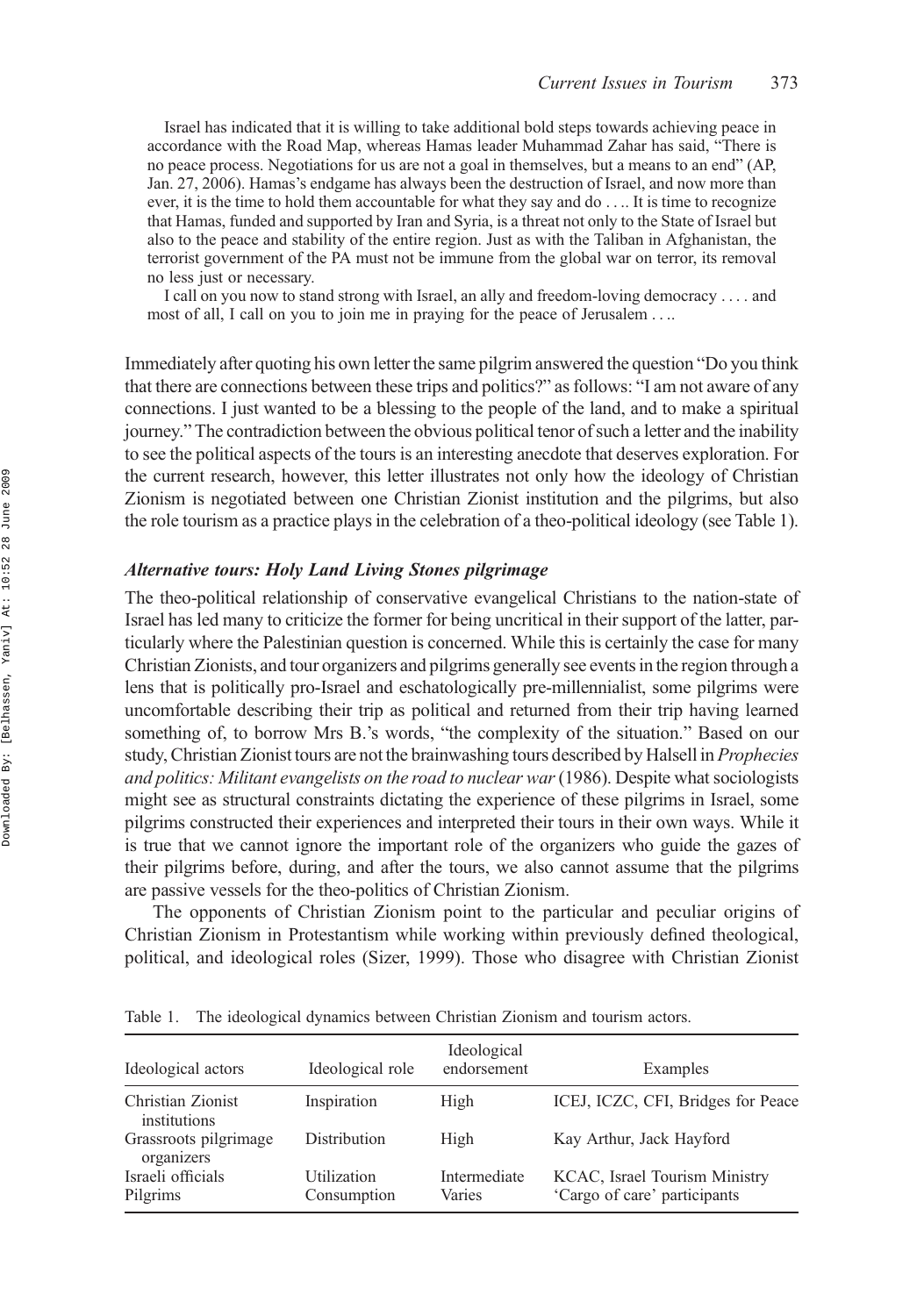Israel has indicated that it is willing to take additional bold steps towards achieving peace in accordance with the Road Map, whereas Hamas leader Muhammad Zahar has said, "There is no peace process. Negotiations for us are not a goal in themselves, but a means to an end" (AP, Jan. 27, 2006). Hamas's endgame has always been the destruction of Israel, and now more than ever, it is the time to hold them accountable for what they say and do . . .. It is time to recognize that Hamas, funded and supported by Iran and Syria, is a threat not only to the State of Israel but also to the peace and stability of the entire region. Just as with the Taliban in Afghanistan, the terrorist government of the PA must not be immune from the global war on terror, its removal no less just or necessary.

I call on you now to stand strong with Israel, an ally and freedom-loving democracy . . . . and most of all, I call on you to join me in praying for the peace of Jerusalem . . ..

Immediately after quoting his own letter the same pilgrim answered the question "Do you think that there are connections between these trips and politics?" as follows: "I am not aware of any connections. I just wanted to be a blessing to the people of the land, and to make a spiritual journey." The contradiction between the obvious political tenor of such a letter and the inability to see the political aspects of the tours is an interesting anecdote that deserves exploration. For the current research, however, this letter illustrates not only how the ideology of Christian Zionism is negotiated between one Christian Zionist institution and the pilgrims, but also the role tourism as a practice plays in the celebration of a theo-political ideology (see Table 1).

### *Alternative tours: Holy Land Living Stones pilgrimage*

The theo-political relationship of conservative evangelical Christians to the nation-state of Israel has led many to criticize the former for being uncritical in their support of the latter, particularly where the Palestinian question is concerned. While this is certainly the case for many Christian Zionists, and tour organizers and pilgrims generally see events in the region through a lens that is politically pro-Israel and eschatologically pre-millennialist, some pilgrims were uncomfortable describing their trip as political and returned from their trip having learned something of, to borrow Mrs B.'s words, "the complexity of the situation." Based on our study, Christian Zionist tours are not the brainwashing tours described by Halsell in *Prophecies and politics: Militant evangelists on the road to nuclear war* (1986). Despite what sociologists might see as structural constraints dictating the experience of these pilgrims in Israel, some pilgrims constructed their experiences and interpreted their tours in their own ways. While it is true that we cannot ignore the important role of the organizers who guide the gazes of their pilgrims before, during, and after the tours, we also cannot assume that the pilgrims are passive vessels for the theo-politics of Christian Zionism.

The opponents of Christian Zionism point to the particular and peculiar origins of Christian Zionism in Protestantism while working within previously defined theological, political, and ideological roles (Sizer, 1999). Those who disagree with Christian Zionist

Table 1. The ideological dynamics between Christian Zionism and tourism actors.

| Ideological actors | Ideological role | Ideological endorsement | Examples |
|---|---|---|---|
| Christian Zionist institutions | Inspiration | High | ICEJ, ICZC, CFI, Bridges for Peace |
| Grassroots pilgrimage organizers | Distribution | High | Kay Arthur, Jack Hayford |
| Israeli officials | Utilization | Intermediate | KCAC, Israel Tourism Ministry |
| Pilgrims | Consumption | Varies | 'Cargo of care' participants |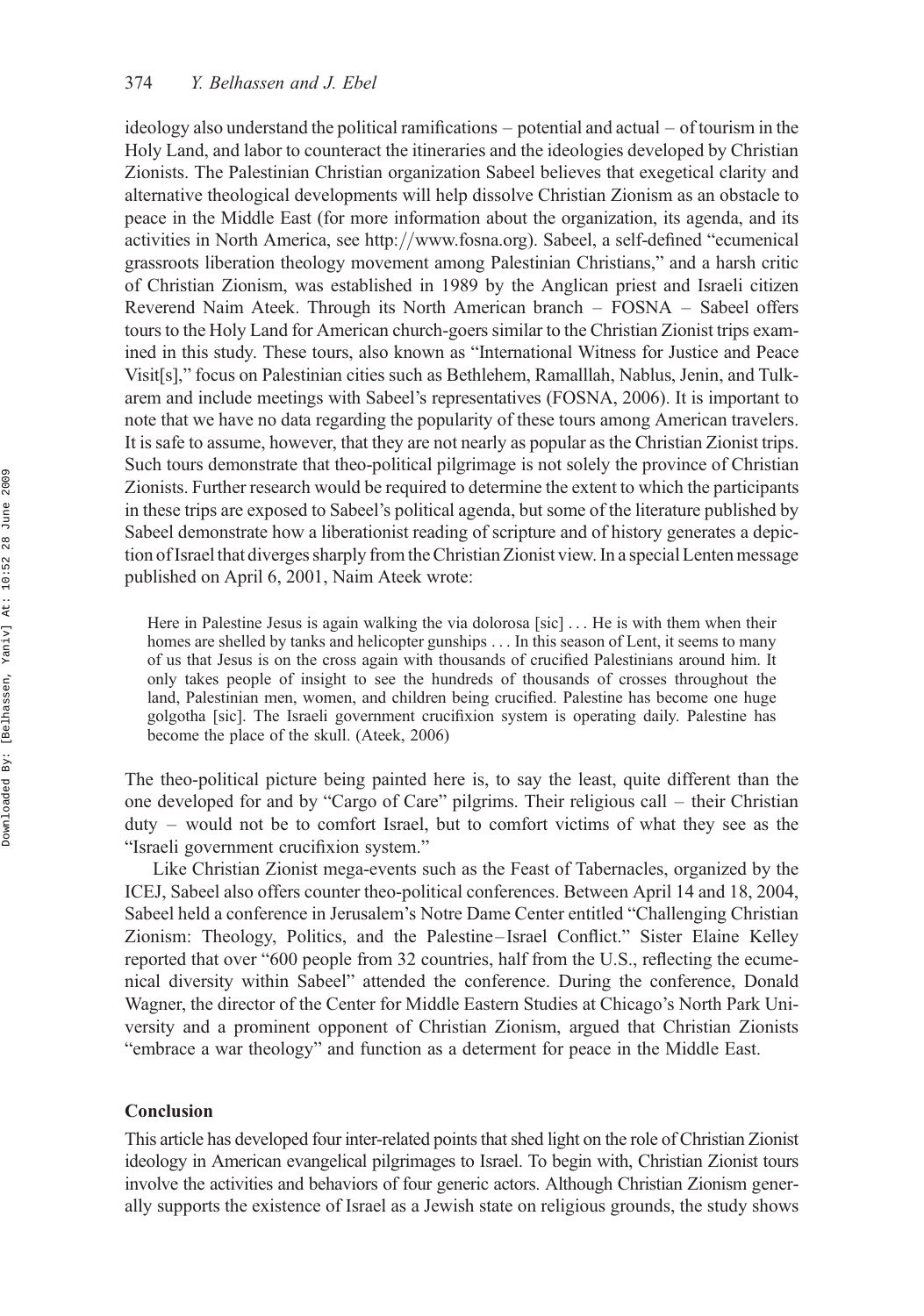ideology also understand the political ramifications – potential and actual – of tourism in the Holy Land, and labor to counteract the itineraries and the ideologies developed by Christian Zionists. The Palestinian Christian organization Sabeel believes that exegetical clarity and alternative theological developments will help dissolve Christian Zionism as an obstacle to peace in the Middle East (for more information about the organization, its agenda, and its activities in North America, see http://www.fosna.org). Sabeel, a self-defined "ecumenical grassroots liberation theology movement among Palestinian Christians," and a harsh critic of Christian Zionism, was established in 1989 by the Anglican priest and Israeli citizen Reverend Naim Ateek. Through its North American branch – FOSNA – Sabeel offers tours to the Holy Land for American church-goers similar to the Christian Zionist trips examined in this study. These tours, also known as "International Witness for Justice and Peace Visit[s]," focus on Palestinian cities such as Bethlehem, Ramalllah, Nablus, Jenin, and Tulkarem and include meetings with Sabeel's representatives (FOSNA, 2006). It is important to note that we have no data regarding the popularity of these tours among American travelers. It is safe to assume, however, that they are not nearly as popular as the Christian Zionist trips. Such tours demonstrate that theo-political pilgrimage is not solely the province of Christian Zionists. Further research would be required to determine the extent to which the participants in these trips are exposed to Sabeel's political agenda, but some of the literature published by Sabeel demonstrate how a liberationist reading of scripture and of history generates a depiction of Israel that diverges sharply from the Christian Zionist view. In a special Lenten message published on April 6, 2001, Naim Ateek wrote:

> Here in Palestine Jesus is again walking the via dolorosa [sic] . . . He is with them when their homes are shelled by tanks and helicopter gunships . . . In this season of Lent, it seems to many of us that Jesus is on the cross again with thousands of crucified Palestinians around him. It only takes people of insight to see the hundreds of thousands of crosses throughout the land, Palestinian men, women, and children being crucified. Palestine has become one huge golgotha [sic]. The Israeli government crucifixion system is operating daily. Palestine has become the place of the skull. (Ateek, 2006)

The theo-political picture being painted here is, to say the least, quite different than the one developed for and by "Cargo of Care" pilgrims. Their religious call – their Christian duty – would not be to comfort Israel, but to comfort victims of what they see as the "Israeli government crucifixion system."

Like Christian Zionist mega-events such as the Feast of Tabernacles, organized by the ICEJ, Sabeel also offers counter theo-political conferences. Between April 14 and 18, 2004, Sabeel held a conference in Jerusalem's Notre Dame Center entitled "Challenging Christian Zionism: Theology, Politics, and the Palestine–Israel Conflict." Sister Elaine Kelley reported that over "600 people from 32 countries, half from the U.S., reflecting the ecumenical diversity within Sabeel" attended the conference. During the conference, Donald Wagner, the director of the Center for Middle Eastern Studies at Chicago's North Park University and a prominent opponent of Christian Zionism, argued that Christian Zionists "embrace a war theology" and function as a determent for peace in the Middle East.

## Conclusion

This article has developed four inter-related points that shed light on the role of Christian Zionist ideology in American evangelical pilgrimages to Israel. To begin with, Christian Zionist tours involve the activities and behaviors of four generic actors. Although Christian Zionism generally supports the existence of Israel as a Jewish state on religious grounds, the study shows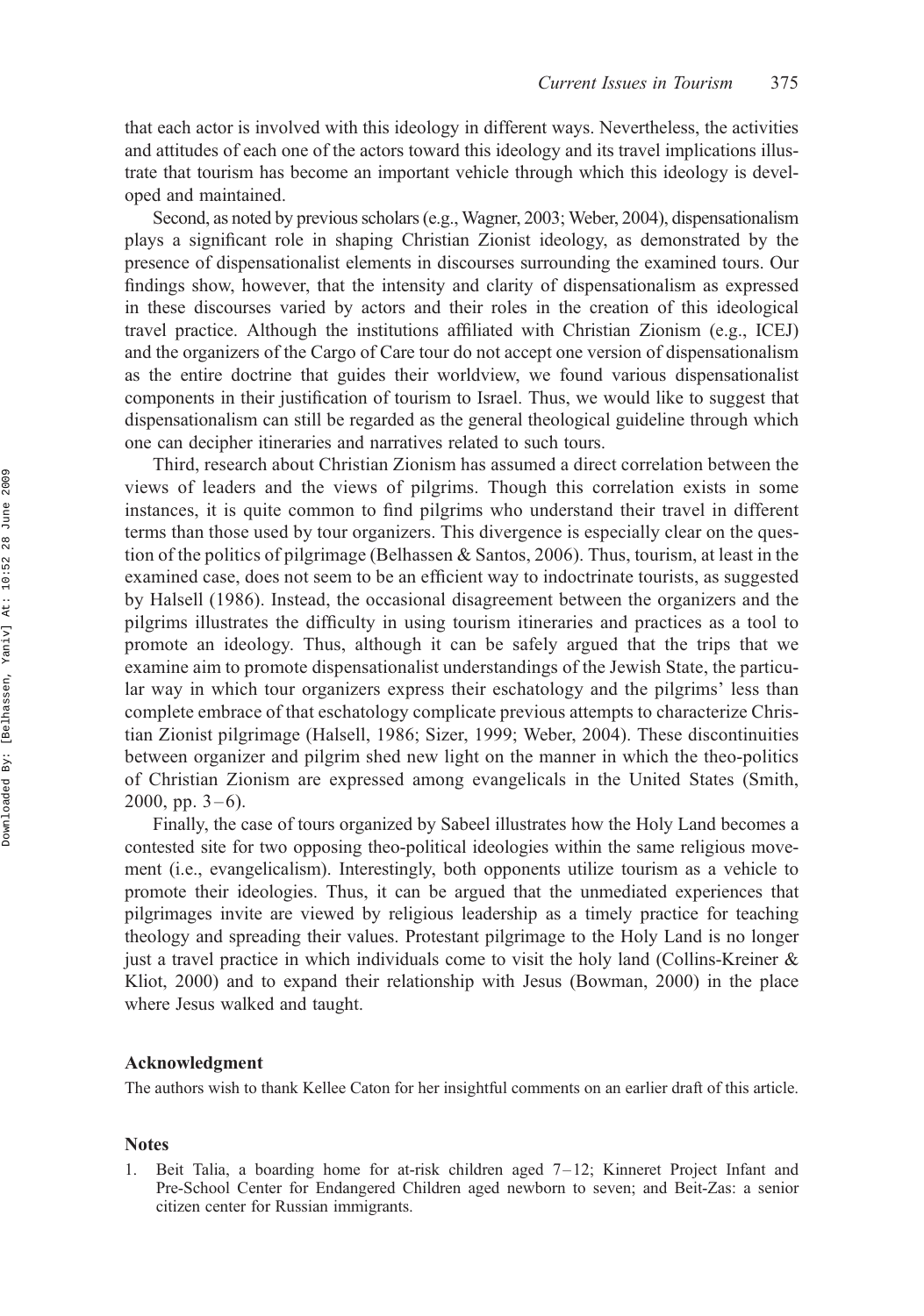that each actor is involved with this ideology in different ways. Nevertheless, the activities and attitudes of each one of the actors toward this ideology and its travel implications illustrate that tourism has become an important vehicle through which this ideology is developed and maintained.

Second, as noted by previous scholars (e.g., Wagner, 2003; Weber, 2004), dispensationalism plays a significant role in shaping Christian Zionist ideology, as demonstrated by the presence of dispensationalist elements in discourses surrounding the examined tours. Our findings show, however, that the intensity and clarity of dispensationalism as expressed in these discourses varied by actors and their roles in the creation of this ideological travel practice. Although the institutions affiliated with Christian Zionism (e.g., ICEJ) and the organizers of the Cargo of Care tour do not accept one version of dispensationalism as the entire doctrine that guides their worldview, we found various dispensationalist components in their justification of tourism to Israel. Thus, we would like to suggest that dispensationalism can still be regarded as the general theological guideline through which one can decipher itineraries and narratives related to such tours.

Third, research about Christian Zionism has assumed a direct correlation between the views of leaders and the views of pilgrims. Though this correlation exists in some instances, it is quite common to find pilgrims who understand their travel in different terms than those used by tour organizers. This divergence is especially clear on the question of the politics of pilgrimage (Belhassen & Santos, 2006). Thus, tourism, at least in the examined case, does not seem to be an efficient way to indoctrinate tourists, as suggested by Halsell (1986). Instead, the occasional disagreement between the organizers and the pilgrims illustrates the difficulty in using tourism itineraries and practices as a tool to promote an ideology. Thus, although it can be safely argued that the trips that we examine aim to promote dispensationalist understandings of the Jewish State, the particular way in which tour organizers express their eschatology and the pilgrims' less than complete embrace of that eschatology complicate previous attempts to characterize Christian Zionist pilgrimage (Halsell, 1986; Sizer, 1999; Weber, 2004). These discontinuities between organizer and pilgrim shed new light on the manner in which the theo-politics of Christian Zionism are expressed among evangelicals in the United States (Smith, 2000, pp. 3–6).

Finally, the case of tours organized by Sabeel illustrates how the Holy Land becomes a contested site for two opposing theo-political ideologies within the same religious movement (i.e., evangelicalism). Interestingly, both opponents utilize tourism as a vehicle to promote their ideologies. Thus, it can be argued that the unmediated experiences that pilgrimages invite are viewed by religious leadership as a timely practice for teaching theology and spreading their values. Protestant pilgrimage to the Holy Land is no longer just a travel practice in which individuals come to visit the holy land (Collins-Kreiner & Kliot, 2000) and to expand their relationship with Jesus (Bowman, 2000) in the place where Jesus walked and taught.

## Acknowledgment

The authors wish to thank Kellee Caton for her insightful comments on an earlier draft of this article.

## Notes

1. Beit Talia, a boarding home for at-risk children aged 7–12; Kinneret Project Infant and Pre-School Center for Endangered Children aged newborn to seven; and Beit-Zas: a senior citizen center for Russian immigrants.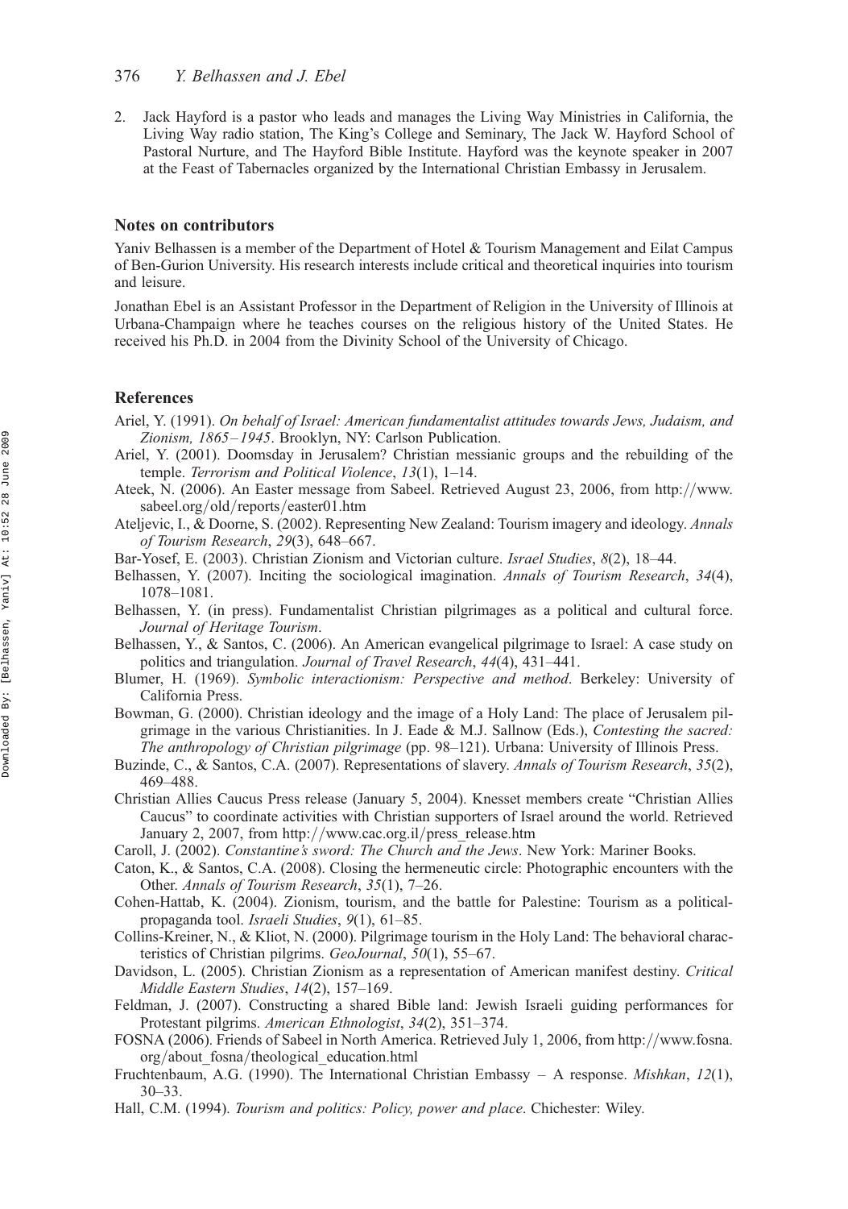2. Jack Hayford is a pastor who leads and manages the Living Way Ministries in California, the Living Way radio station, The King's College and Seminary, The Jack W. Hayford School of Pastoral Nurture, and The Hayford Bible Institute. Hayford was the keynote speaker in 2007 at the Feast of Tabernacles organized by the International Christian Embassy in Jerusalem.

## Notes on contributors

Yaniv Belhassen is a member of the Department of Hotel & Tourism Management and Eilat Campus of Ben-Gurion University. His research interests include critical and theoretical inquiries into tourism and leisure.

Jonathan Ebel is an Assistant Professor in the Department of Religion in the University of Illinois at Urbana-Champaign where he teaches courses on the religious history of the United States. He received his Ph.D. in 2004 from the Divinity School of the University of Chicago.

## References

Ariel, Y. (1991). *On behalf of Israel: American fundamentalist attitudes towards Jews, Judaism, and Zionism, 1865–1945*. Brooklyn, NY: Carlson Publication.

Ariel, Y. (2001). Doomsday in Jerusalem? Christian messianic groups and the rebuilding of the temple. *Terrorism and Political Violence*, *13*(1), 1–14.

Ateek, N. (2006). An Easter message from Sabeel. Retrieved August 23, 2006, from http://www.sabeel.org/old/reports/easter01.htm

Ateljevic, I., & Doorne, S. (2002). Representing New Zealand: Tourism imagery and ideology. *Annals of Tourism Research*, *29*(3), 648–667.

Bar-Yosef, E. (2003). Christian Zionism and Victorian culture. *Israel Studies*, *8*(2), 18–44.

Belhassen, Y. (2007). Inciting the sociological imagination. *Annals of Tourism Research*, *34*(4), 1078–1081.

Belhassen, Y. (in press). Fundamentalist Christian pilgrimages as a political and cultural force. *Journal of Heritage Tourism*.

Belhassen, Y., & Santos, C. (2006). An American evangelical pilgrimage to Israel: A case study on politics and triangulation. *Journal of Travel Research*, *44*(4), 431–441.

Blumer, H. (1969). *Symbolic interactionism: Perspective and method*. Berkeley: University of California Press.

Bowman, G. (2000). Christian ideology and the image of a Holy Land: The place of Jerusalem pilgrimage in the various Christianities. In J. Eade & M.J. Sallnow (Eds.), *Contesting the sacred: The anthropology of Christian pilgrimage* (pp. 98–121). Urbana: University of Illinois Press.

Buzinde, C., & Santos, C.A. (2007). Representations of slavery. *Annals of Tourism Research*, *35*(2), 469–488.

Christian Allies Caucus Press release (January 5, 2004). Knesset members create "Christian Allies Caucus" to coordinate activities with Christian supporters of Israel around the world. Retrieved January 2, 2007, from http://www.cac.org.il/press_release.htm

Caroll, J. (2002). *Constantine's sword: The Church and the Jews*. New York: Mariner Books.

Caton, K., & Santos, C.A. (2008). Closing the hermeneutic circle: Photographic encounters with the Other. *Annals of Tourism Research*, *35*(1), 7–26.

Cohen-Hattab, K. (2004). Zionism, tourism, and the battle for Palestine: Tourism as a political-propaganda tool. *Israeli Studies*, *9*(1), 61–85.

Collins-Kreiner, N., & Kliot, N. (2000). Pilgrimage tourism in the Holy Land: The behavioral characteristics of Christian pilgrims. *GeoJournal*, *50*(1), 55–67.

Davidson, L. (2005). Christian Zionism as a representation of American manifest destiny. *Critical Middle Eastern Studies*, *14*(2), 157–169.

Feldman, J. (2007). Constructing a shared Bible land: Jewish Israeli guiding performances for Protestant pilgrims. *American Ethnologist*, *34*(2), 351–374.

FOSNA (2006). Friends of Sabeel in North America. Retrieved July 1, 2006, from http://www.fosna.org/about_fosna/theological_education.html

Fruchtenbaum, A.G. (1990). The International Christian Embassy – A response. *Mishkan*, *12*(1), 30–33.

Hall, C.M. (1994). *Tourism and politics: Policy, power and place*. Chichester: Wiley.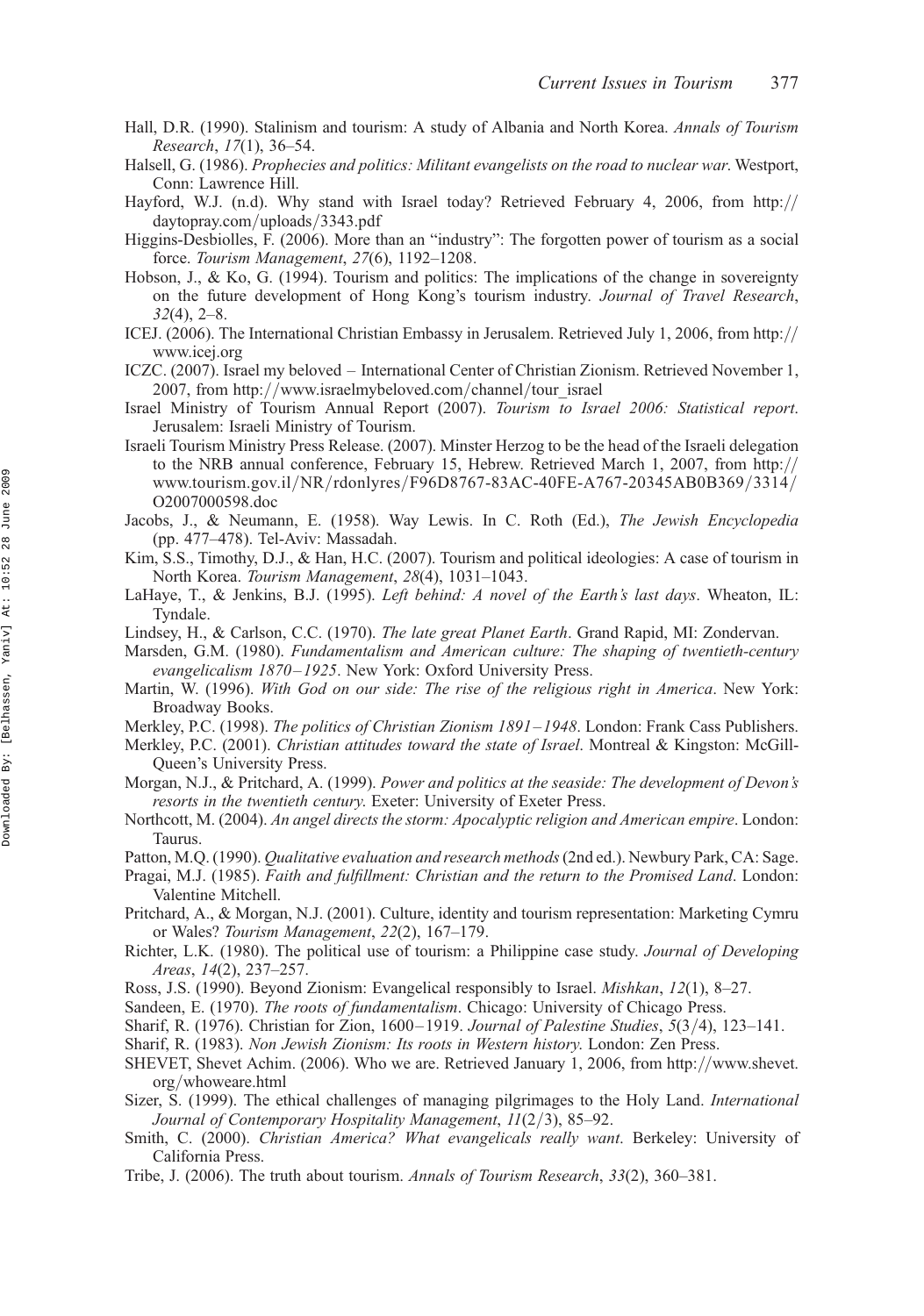Hall, D.R. (1990). Stalinism and tourism: A study of Albania and North Korea. *Annals of Tourism Research*, *17*(1), 36–54.

Halsell, G. (1986). *Prophecies and politics: Militant evangelists on the road to nuclear war*. Westport, Conn: Lawrence Hill.

Hayford, W.J. (n.d). Why stand with Israel today? Retrieved February 4, 2006, from http://daytopray.com/uploads/3343.pdf

Higgins-Desbiolles, F. (2006). More than an "industry": The forgotten power of tourism as a social force. *Tourism Management*, *27*(6), 1192–1208.

Hobson, J., & Ko, G. (1994). Tourism and politics: The implications of the change in sovereignty on the future development of Hong Kong's tourism industry. *Journal of Travel Research*, *32*(4), 2–8.

ICEJ. (2006). The International Christian Embassy in Jerusalem. Retrieved July 1, 2006, from http://www.icej.org

ICZC. (2007). Israel my beloved – International Center of Christian Zionism. Retrieved November 1, 2007, from http://www.israelmybeloved.com/channel/tour_israel

Israel Ministry of Tourism Annual Report (2007). *Tourism to Israel 2006: Statistical report*. Jerusalem: Israeli Ministry of Tourism.

Israeli Tourism Ministry Press Release. (2007). Minster Herzog to be the head of the Israeli delegation to the NRB annual conference, February 15, Hebrew. Retrieved March 1, 2007, from http://www.tourism.gov.il/NR/rdonlyres/F96D8767-83AC-40FE-A767-20345AB0B369/3314/O2007000598.doc

Jacobs, J., & Neumann, E. (1958). Way Lewis. In C. Roth (Ed.), *The Jewish Encyclopedia* (pp. 477–478). Tel-Aviv: Massadah.

Kim, S.S., Timothy, D.J., & Han, H.C. (2007). Tourism and political ideologies: A case of tourism in North Korea. *Tourism Management*, *28*(4), 1031–1043.

LaHaye, T., & Jenkins, B.J. (1995). *Left behind: A novel of the Earth's last days*. Wheaton, IL: Tyndale.

Lindsey, H., & Carlson, C.C. (1970). *The late great Planet Earth*. Grand Rapid, MI: Zondervan.

Marsden, G.M. (1980). *Fundamentalism and American culture: The shaping of twentieth-century evangelicalism 1870–1925*. New York: Oxford University Press.

Martin, W. (1996). *With God on our side: The rise of the religious right in America*. New York: Broadway Books.

Merkley, P.C. (1998). *The politics of Christian Zionism 1891–1948*. London: Frank Cass Publishers.

Merkley, P.C. (2001). *Christian attitudes toward the state of Israel*. Montreal & Kingston: McGill-Queen's University Press.

Morgan, N.J., & Pritchard, A. (1999). *Power and politics at the seaside: The development of Devon's resorts in the twentieth century*. Exeter: University of Exeter Press.

Northcott, M. (2004). *An angel directs the storm: Apocalyptic religion and American empire*. London: Taurus.

Patton, M.Q. (1990). *Qualitative evaluation and research methods* (2nd ed.). Newbury Park, CA: Sage.

Pragai, M.J. (1985). *Faith and fulfillment: Christian and the return to the Promised Land*. London: Valentine Mitchell.

Pritchard, A., & Morgan, N.J. (2001). Culture, identity and tourism representation: Marketing Cymru or Wales? *Tourism Management*, *22*(2), 167–179.

Richter, L.K. (1980). The political use of tourism: a Philippine case study. *Journal of Developing Areas*, *14*(2), 237–257.

Ross, J.S. (1990). Beyond Zionism: Evangelical responsibly to Israel. *Mishkan*, *12*(1), 8–27.

Sandeen, E. (1970). *The roots of fundamentalism*. Chicago: University of Chicago Press.

Sharif, R. (1976). Christian for Zion, 1600–1919. *Journal of Palestine Studies*, *5*(3/4), 123–141.

Sharif, R. (1983). *Non Jewish Zionism: Its roots in Western history*. London: Zen Press.

SHEVET, Shevet Achim. (2006). Who we are. Retrieved January 1, 2006, from http://www.shevet.org/whoweare.html

Sizer, S. (1999). The ethical challenges of managing pilgrimages to the Holy Land. *International Journal of Contemporary Hospitality Management*, *11*(2/3), 85–92.

Smith, C. (2000). *Christian America? What evangelicals really want*. Berkeley: University of California Press.

Tribe, J. (2006). The truth about tourism. *Annals of Tourism Research*, *33*(2), 360–381.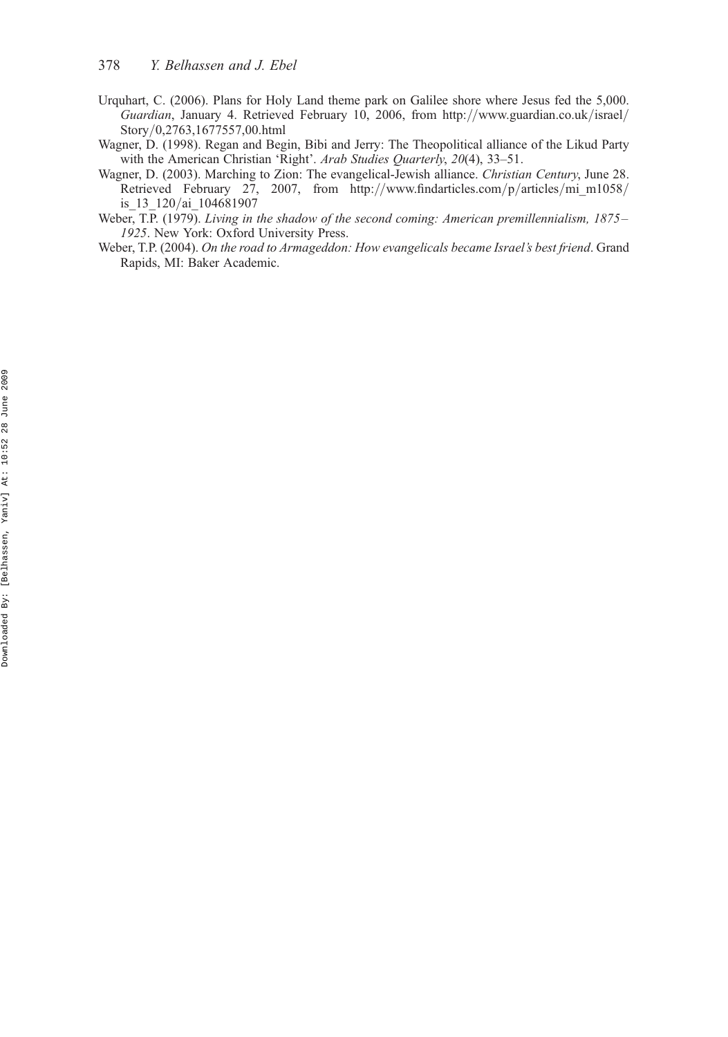Urquhart, C. (2006). Plans for Holy Land theme park on Galilee shore where Jesus fed the 5,000. *Guardian*, January 4. Retrieved February 10, 2006, from http://www.guardian.co.uk/israel/Story/0,2763,1677557,00.html

Wagner, D. (1998). Regan and Begin, Bibi and Jerry: The Theopolitical alliance of the Likud Party with the American Christian 'Right'. *Arab Studies Quarterly*, *20*(4), 33–51.

Wagner, D. (2003). Marching to Zion: The evangelical-Jewish alliance. *Christian Century*, June 28. Retrieved February 27, 2007, from http://www.findarticles.com/p/articles/mi_m1058/is_13_120/ai_104681907

Weber, T.P. (1979). *Living in the shadow of the second coming: American premillennialism, 1875–1925*. New York: Oxford University Press.

Weber, T.P. (2004). *On the road to Armageddon: How evangelicals became Israel's best friend*. Grand Rapids, MI: Baker Academic.